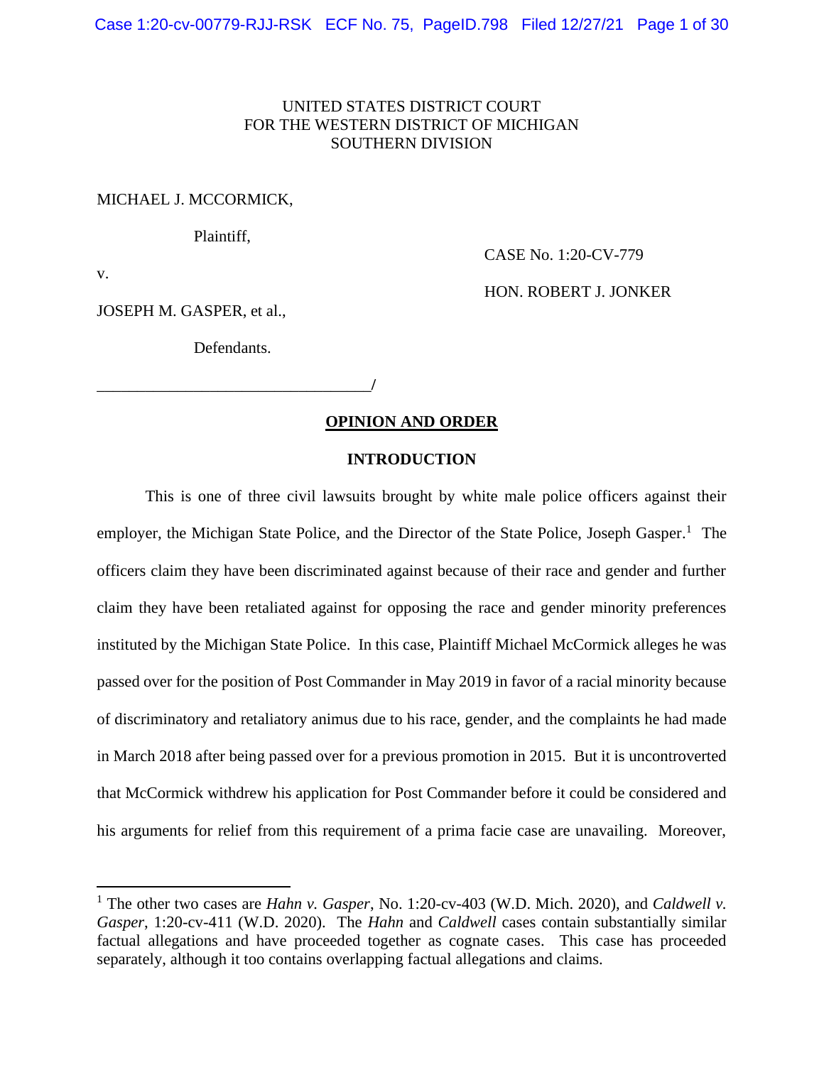UNITED STATES DISTRICT COURT
FOR THE WESTERN DISTRICT OF MICHIGAN
SOUTHERN DIVISION

MICHAEL J. MCCORMICK,

Plaintiff,

v.

JOSEPH M. GASPER, et al.,

Defendants.

CASE No. 1:20-CV-779

HON. ROBERT J. JONKER

______________________________/

## OPINION AND ORDER

### INTRODUCTION

This is one of three civil lawsuits brought by white male police officers against their employer, the Michigan State Police, and the Director of the State Police, Joseph Gasper.[1] The officers claim they have been discriminated against because of their race and gender and further claim they have been retaliated against for opposing the race and gender minority preferences instituted by the Michigan State Police. In this case, Plaintiff Michael McCormick alleges he was passed over for the position of Post Commander in May 2019 in favor of a racial minority because of discriminatory and retaliatory animus due to his race, gender, and the complaints he had made in March 2018 after being passed over for a previous promotion in 2015. But it is uncontroverted that McCormick withdrew his application for Post Commander before it could be considered and his arguments for relief from this requirement of a prima facie case are unavailing. Moreover,

[1] The other two cases are *Hahn v. Gasper*, No. 1:20-cv-403 (W.D. Mich. 2020), and *Caldwell v. Gasper*, 1:20-cv-411 (W.D. 2020). The *Hahn* and *Caldwell* cases contain substantially similar factual allegations and have proceeded together as cognate cases. This case has proceeded separately, although it too contains overlapping factual allegations and claims.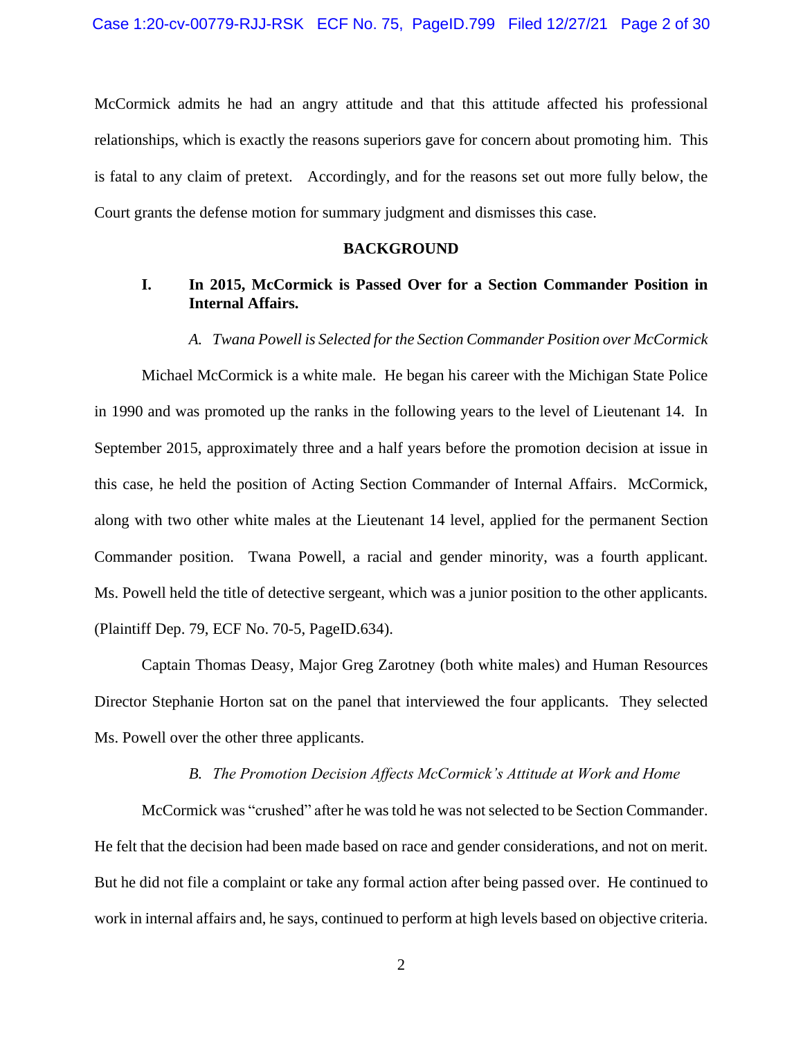McCormick admits he had an angry attitude and that this attitude affected his professional relationships, which is exactly the reasons superiors gave for concern about promoting him. This is fatal to any claim of pretext. Accordingly, and for the reasons set out more fully below, the Court grants the defense motion for summary judgment and dismisses this case.

## BACKGROUND

### I. In 2015, McCormick is Passed Over for a Section Commander Position in Internal Affairs.

#### *A. Twana Powell is Selected for the Section Commander Position over McCormick*

Michael McCormick is a white male. He began his career with the Michigan State Police in 1990 and was promoted up the ranks in the following years to the level of Lieutenant 14. In September 2015, approximately three and a half years before the promotion decision at issue in this case, he held the position of Acting Section Commander of Internal Affairs. McCormick, along with two other white males at the Lieutenant 14 level, applied for the permanent Section Commander position. Twana Powell, a racial and gender minority, was a fourth applicant. Ms. Powell held the title of detective sergeant, which was a junior position to the other applicants. (Plaintiff Dep. 79, ECF No. 70-5, PageID.634).

Captain Thomas Deasy, Major Greg Zarotney (both white males) and Human Resources Director Stephanie Horton sat on the panel that interviewed the four applicants. They selected Ms. Powell over the other three applicants.

#### *B. The Promotion Decision Affects McCormick's Attitude at Work and Home*

McCormick was "crushed" after he was told he was not selected to be Section Commander. He felt that the decision had been made based on race and gender considerations, and not on merit. But he did not file a complaint or take any formal action after being passed over. He continued to work in internal affairs and, he says, continued to perform at high levels based on objective criteria.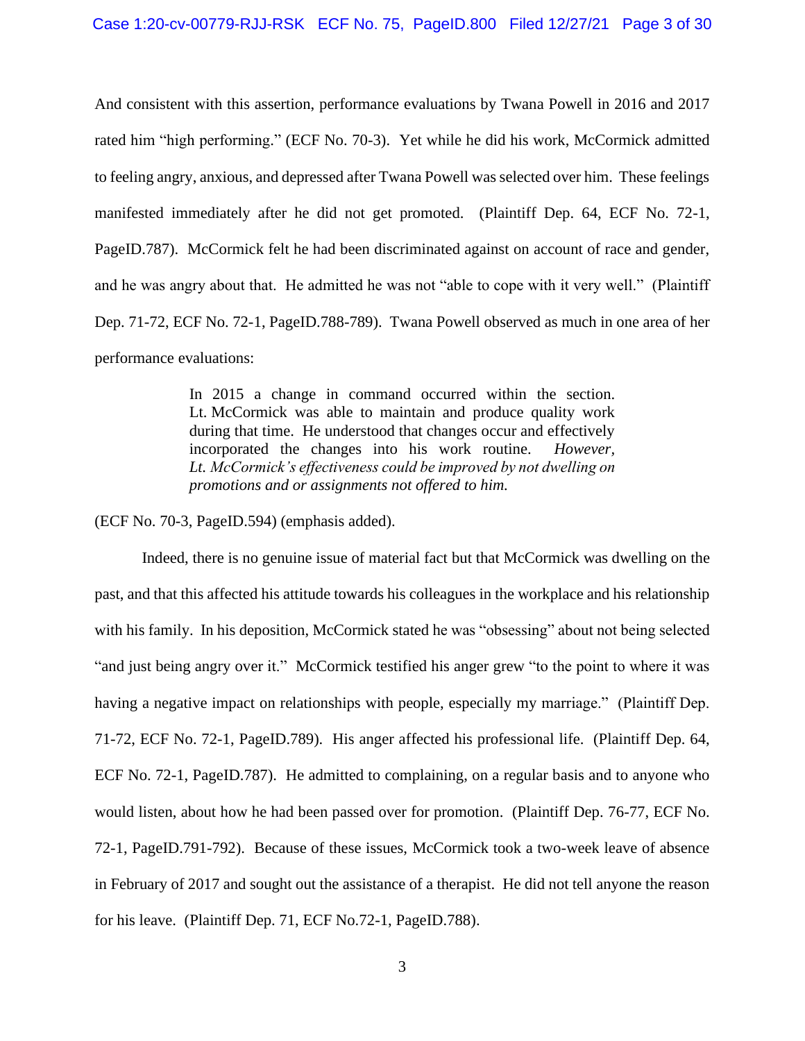And consistent with this assertion, performance evaluations by Twana Powell in 2016 and 2017 rated him "high performing." (ECF No. 70-3). Yet while he did his work, McCormick admitted to feeling angry, anxious, and depressed after Twana Powell was selected over him. These feelings manifested immediately after he did not get promoted. (Plaintiff Dep. 64, ECF No. 72-1, PageID.787). McCormick felt he had been discriminated against on account of race and gender, and he was angry about that. He admitted he was not "able to cope with it very well." (Plaintiff Dep. 71-72, ECF No. 72-1, PageID.788-789). Twana Powell observed as much in one area of her performance evaluations:

> In 2015 a change in command occurred within the section. Lt. McCormick was able to maintain and produce quality work during that time. He understood that changes occur and effectively incorporated the changes into his work routine. *However, Lt. McCormick's effectiveness could be improved by not dwelling on promotions and or assignments not offered to him.*

(ECF No. 70-3, PageID.594) (emphasis added).

Indeed, there is no genuine issue of material fact but that McCormick was dwelling on the past, and that this affected his attitude towards his colleagues in the workplace and his relationship with his family. In his deposition, McCormick stated he was "obsessing" about not being selected "and just being angry over it." McCormick testified his anger grew "to the point to where it was having a negative impact on relationships with people, especially my marriage." (Plaintiff Dep. 71-72, ECF No. 72-1, PageID.789). His anger affected his professional life. (Plaintiff Dep. 64, ECF No. 72-1, PageID.787). He admitted to complaining, on a regular basis and to anyone who would listen, about how he had been passed over for promotion. (Plaintiff Dep. 76-77, ECF No. 72-1, PageID.791-792). Because of these issues, McCormick took a two-week leave of absence in February of 2017 and sought out the assistance of a therapist. He did not tell anyone the reason for his leave. (Plaintiff Dep. 71, ECF No.72-1, PageID.788).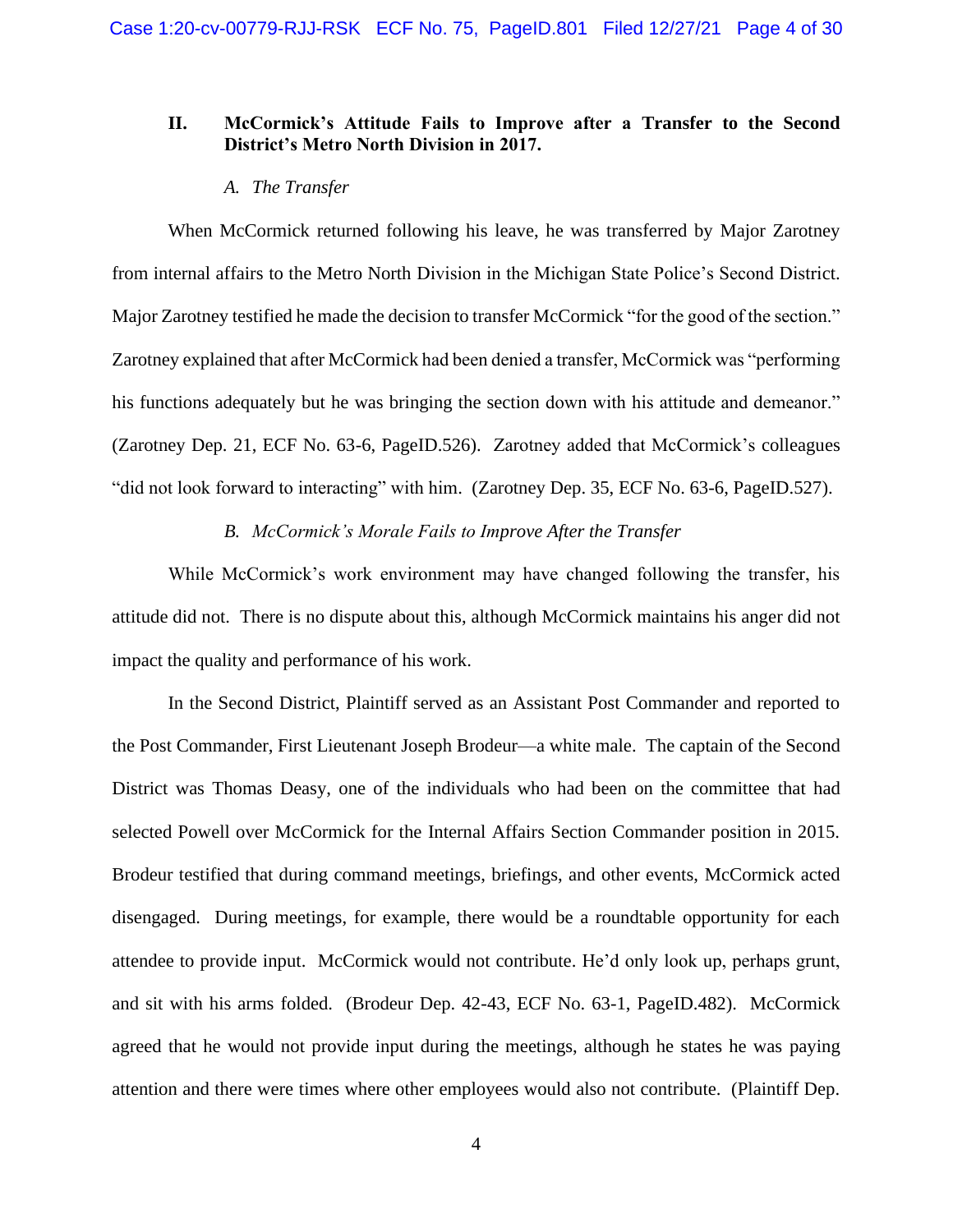## II. McCormick's Attitude Fails to Improve after a Transfer to the Second District's Metro North Division in 2017.

### *A. The Transfer*

When McCormick returned following his leave, he was transferred by Major Zarotney from internal affairs to the Metro North Division in the Michigan State Police's Second District. Major Zarotney testified he made the decision to transfer McCormick "for the good of the section." Zarotney explained that after McCormick had been denied a transfer, McCormick was "performing his functions adequately but he was bringing the section down with his attitude and demeanor." (Zarotney Dep. 21, ECF No. 63-6, PageID.526). Zarotney added that McCormick's colleagues "did not look forward to interacting" with him. (Zarotney Dep. 35, ECF No. 63-6, PageID.527).

### *B. McCormick's Morale Fails to Improve After the Transfer*

While McCormick's work environment may have changed following the transfer, his attitude did not. There is no dispute about this, although McCormick maintains his anger did not impact the quality and performance of his work.

In the Second District, Plaintiff served as an Assistant Post Commander and reported to the Post Commander, First Lieutenant Joseph Brodeur—a white male. The captain of the Second District was Thomas Deasy, one of the individuals who had been on the committee that had selected Powell over McCormick for the Internal Affairs Section Commander position in 2015. Brodeur testified that during command meetings, briefings, and other events, McCormick acted disengaged. During meetings, for example, there would be a roundtable opportunity for each attendee to provide input. McCormick would not contribute. He'd only look up, perhaps grunt, and sit with his arms folded. (Brodeur Dep. 42-43, ECF No. 63-1, PageID.482). McCormick agreed that he would not provide input during the meetings, although he states he was paying attention and there were times where other employees would also not contribute. (Plaintiff Dep.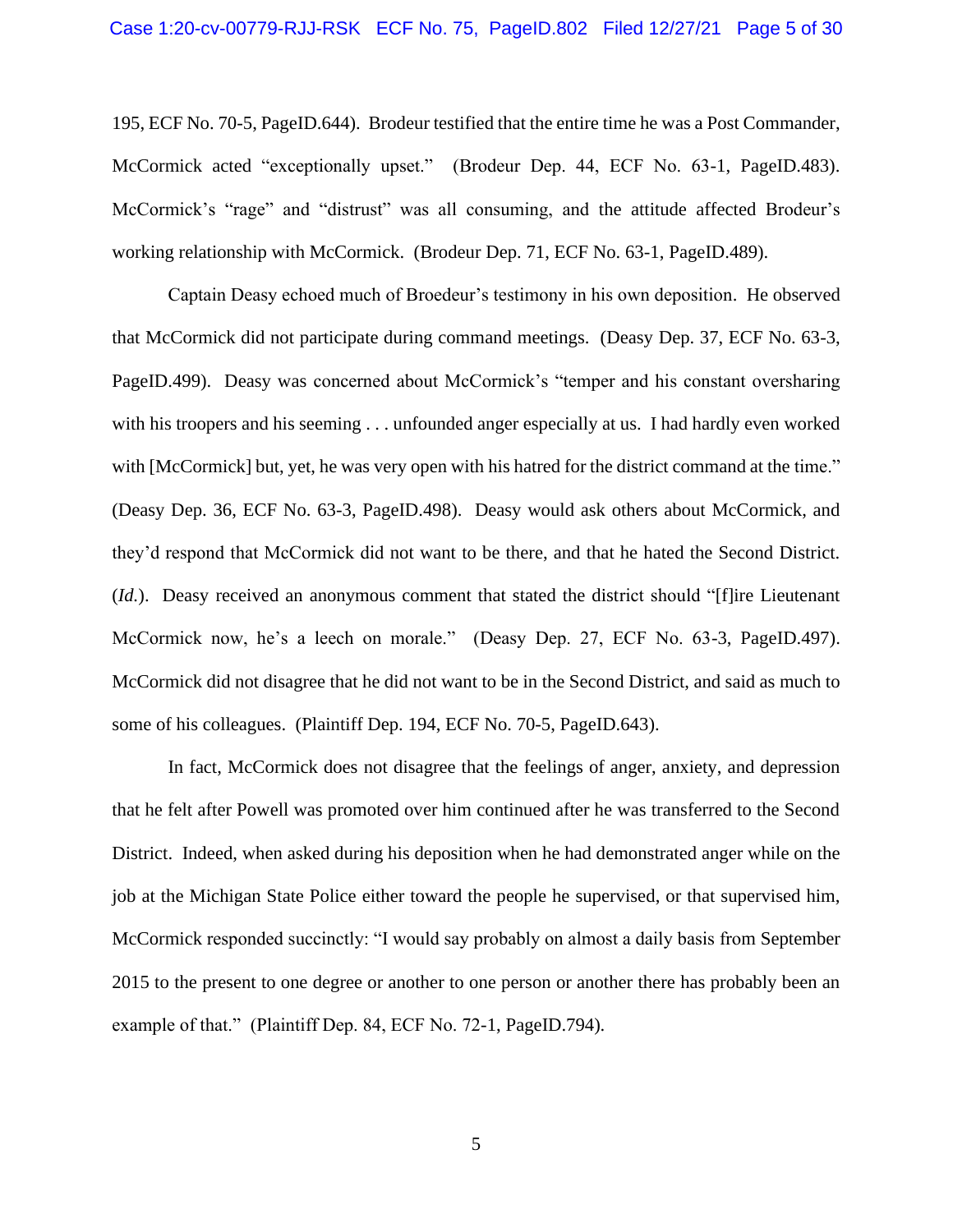195, ECF No. 70-5, PageID.644). Brodeur testified that the entire time he was a Post Commander, McCormick acted "exceptionally upset." (Brodeur Dep. 44, ECF No. 63-1, PageID.483). McCormick's "rage" and "distrust" was all consuming, and the attitude affected Brodeur's working relationship with McCormick. (Brodeur Dep. 71, ECF No. 63-1, PageID.489).

Captain Deasy echoed much of Broedeur's testimony in his own deposition. He observed that McCormick did not participate during command meetings. (Deasy Dep. 37, ECF No. 63-3, PageID.499). Deasy was concerned about McCormick's "temper and his constant oversharing with his troopers and his seeming . . . unfounded anger especially at us. I had hardly even worked with [McCormick] but, yet, he was very open with his hatred for the district command at the time." (Deasy Dep. 36, ECF No. 63-3, PageID.498). Deasy would ask others about McCormick, and they'd respond that McCormick did not want to be there, and that he hated the Second District. (*Id.*). Deasy received an anonymous comment that stated the district should "[f]ire Lieutenant McCormick now, he's a leech on morale." (Deasy Dep. 27, ECF No. 63-3, PageID.497). McCormick did not disagree that he did not want to be in the Second District, and said as much to some of his colleagues. (Plaintiff Dep. 194, ECF No. 70-5, PageID.643).

In fact, McCormick does not disagree that the feelings of anger, anxiety, and depression that he felt after Powell was promoted over him continued after he was transferred to the Second District. Indeed, when asked during his deposition when he had demonstrated anger while on the job at the Michigan State Police either toward the people he supervised, or that supervised him, McCormick responded succinctly: "I would say probably on almost a daily basis from September 2015 to the present to one degree or another to one person or another there has probably been an example of that." (Plaintiff Dep. 84, ECF No. 72-1, PageID.794).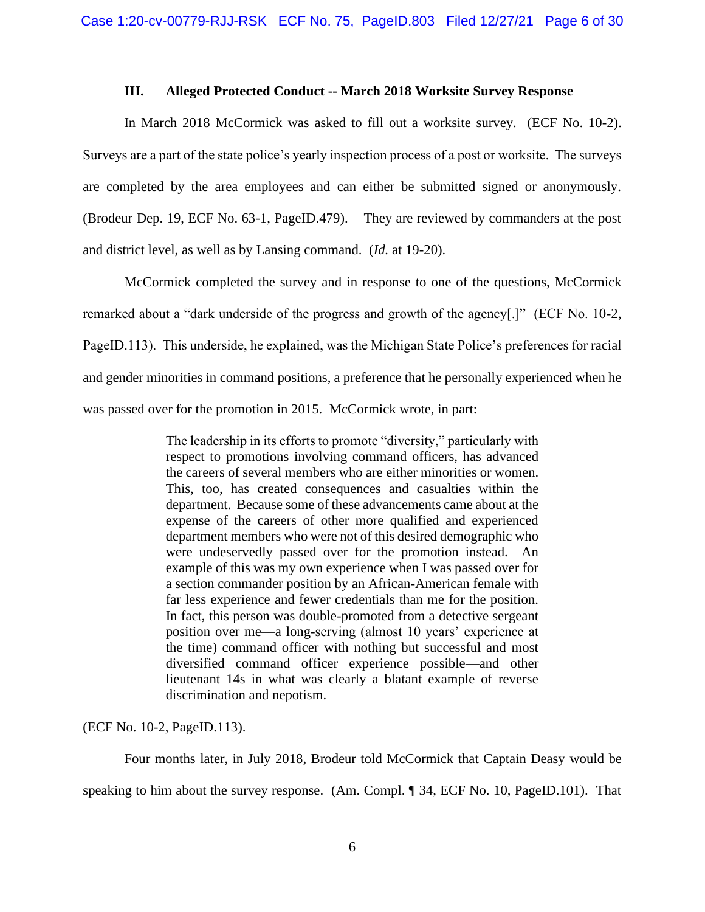### III. Alleged Protected Conduct -- March 2018 Worksite Survey Response

In March 2018 McCormick was asked to fill out a worksite survey. (ECF No. 10-2). Surveys are a part of the state police's yearly inspection process of a post or worksite. The surveys are completed by the area employees and can either be submitted signed or anonymously. (Brodeur Dep. 19, ECF No. 63-1, PageID.479). They are reviewed by commanders at the post and district level, as well as by Lansing command. (*Id.* at 19-20).

McCormick completed the survey and in response to one of the questions, McCormick remarked about a "dark underside of the progress and growth of the agency[.]" (ECF No. 10-2, PageID.113). This underside, he explained, was the Michigan State Police's preferences for racial and gender minorities in command positions, a preference that he personally experienced when he was passed over for the promotion in 2015. McCormick wrote, in part:

> The leadership in its efforts to promote "diversity," particularly with respect to promotions involving command officers, has advanced the careers of several members who are either minorities or women. This, too, has created consequences and casualties within the department. Because some of these advancements came about at the expense of the careers of other more qualified and experienced department members who were not of this desired demographic who were undeservedly passed over for the promotion instead. An example of this was my own experience when I was passed over for a section commander position by an African-American female with far less experience and fewer credentials than me for the position. In fact, this person was double-promoted from a detective sergeant position over me—a long-serving (almost 10 years' experience at the time) command officer with nothing but successful and most diversified command officer experience possible—and other lieutenant 14s in what was clearly a blatant example of reverse discrimination and nepotism.

(ECF No. 10-2, PageID.113).

Four months later, in July 2018, Brodeur told McCormick that Captain Deasy would be speaking to him about the survey response. (Am. Compl. ¶ 34, ECF No. 10, PageID.101). That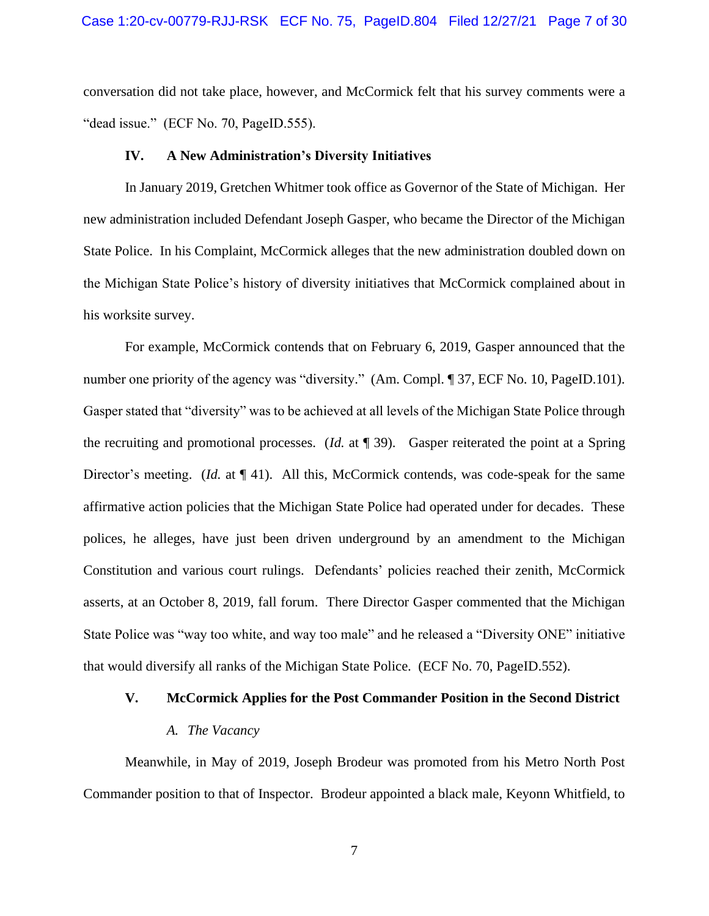conversation did not take place, however, and McCormick felt that his survey comments were a "dead issue." (ECF No. 70, PageID.555).

## IV. A New Administration's Diversity Initiatives

In January 2019, Gretchen Whitmer took office as Governor of the State of Michigan. Her new administration included Defendant Joseph Gasper, who became the Director of the Michigan State Police. In his Complaint, McCormick alleges that the new administration doubled down on the Michigan State Police's history of diversity initiatives that McCormick complained about in his worksite survey.

For example, McCormick contends that on February 6, 2019, Gasper announced that the number one priority of the agency was "diversity." (Am. Compl. ¶ 37, ECF No. 10, PageID.101). Gasper stated that "diversity" was to be achieved at all levels of the Michigan State Police through the recruiting and promotional processes. (*Id.* at ¶ 39). Gasper reiterated the point at a Spring Director's meeting. (*Id.* at ¶ 41). All this, McCormick contends, was code-speak for the same affirmative action policies that the Michigan State Police had operated under for decades. These polices, he alleges, have just been driven underground by an amendment to the Michigan Constitution and various court rulings. Defendants' policies reached their zenith, McCormick asserts, at an October 8, 2019, fall forum. There Director Gasper commented that the Michigan State Police was "way too white, and way too male" and he released a "Diversity ONE" initiative that would diversify all ranks of the Michigan State Police. (ECF No. 70, PageID.552).

## V. McCormick Applies for the Post Commander Position in the Second District

### *A. The Vacancy*

Meanwhile, in May of 2019, Joseph Brodeur was promoted from his Metro North Post Commander position to that of Inspector. Brodeur appointed a black male, Keyonn Whitfield, to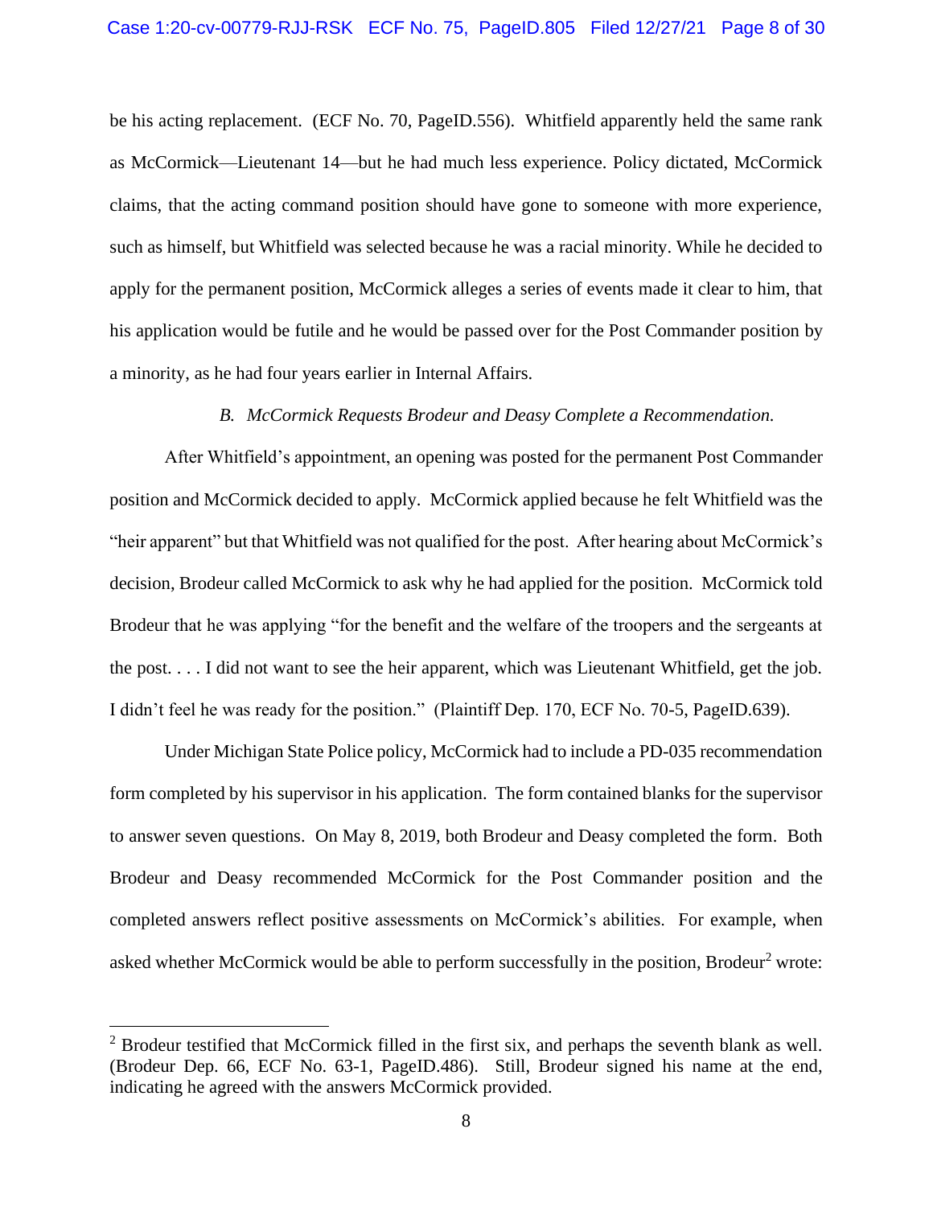be his acting replacement. (ECF No. 70, PageID.556). Whitfield apparently held the same rank as McCormick—Lieutenant 14—but he had much less experience. Policy dictated, McCormick claims, that the acting command position should have gone to someone with more experience, such as himself, but Whitfield was selected because he was a racial minority. While he decided to apply for the permanent position, McCormick alleges a series of events made it clear to him, that his application would be futile and he would be passed over for the Post Commander position by a minority, as he had four years earlier in Internal Affairs.

### *B. McCormick Requests Brodeur and Deasy Complete a Recommendation.*

After Whitfield's appointment, an opening was posted for the permanent Post Commander position and McCormick decided to apply. McCormick applied because he felt Whitfield was the "heir apparent" but that Whitfield was not qualified for the post. After hearing about McCormick's decision, Brodeur called McCormick to ask why he had applied for the position. McCormick told Brodeur that he was applying "for the benefit and the welfare of the troopers and the sergeants at the post. . . . I did not want to see the heir apparent, which was Lieutenant Whitfield, get the job. I didn't feel he was ready for the position." (Plaintiff Dep. 170, ECF No. 70-5, PageID.639).

Under Michigan State Police policy, McCormick had to include a PD-035 recommendation form completed by his supervisor in his application. The form contained blanks for the supervisor to answer seven questions. On May 8, 2019, both Brodeur and Deasy completed the form. Both Brodeur and Deasy recommended McCormick for the Post Commander position and the completed answers reflect positive assessments on McCormick's abilities. For example, when asked whether McCormick would be able to perform successfully in the position, Brodeur[2] wrote:

[2] Brodeur testified that McCormick filled in the first six, and perhaps the seventh blank as well. (Brodeur Dep. 66, ECF No. 63-1, PageID.486). Still, Brodeur signed his name at the end, indicating he agreed with the answers McCormick provided.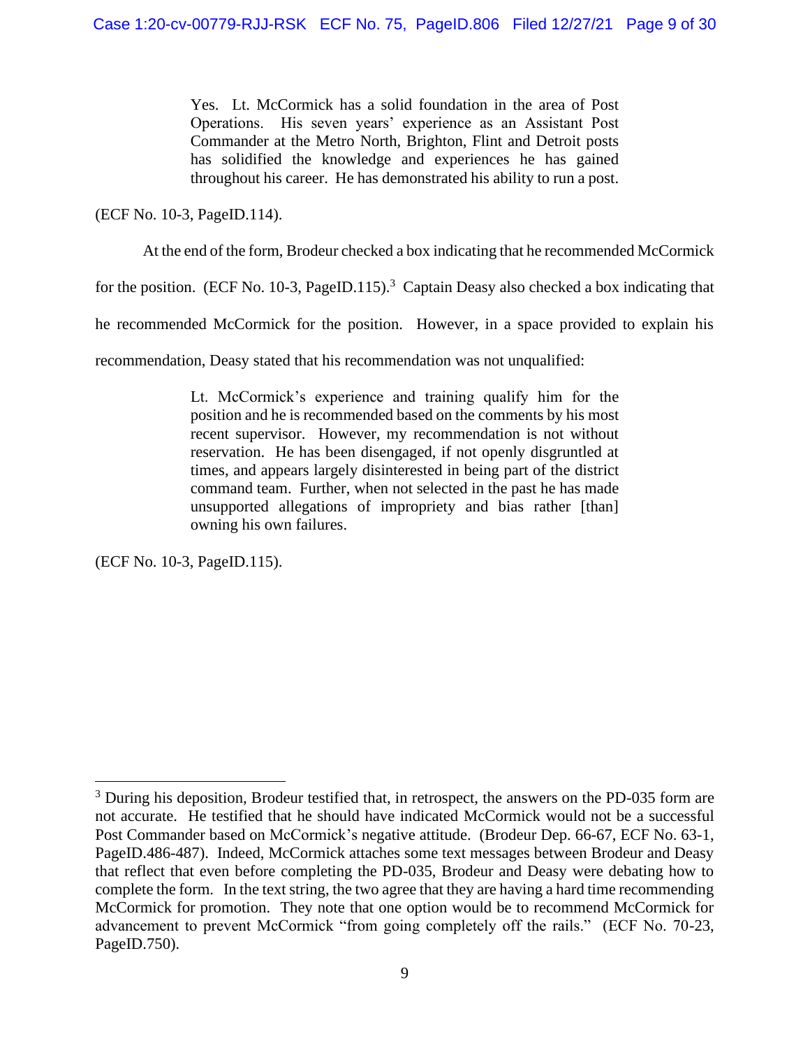> Yes. Lt. McCormick has a solid foundation in the area of Post Operations. His seven years' experience as an Assistant Post Commander at the Metro North, Brighton, Flint and Detroit posts has solidified the knowledge and experiences he has gained throughout his career. He has demonstrated his ability to run a post.

(ECF No. 10-3, PageID.114).

At the end of the form, Brodeur checked a box indicating that he recommended McCormick for the position. (ECF No. 10-3, PageID.115).[3] Captain Deasy also checked a box indicating that he recommended McCormick for the position. However, in a space provided to explain his recommendation, Deasy stated that his recommendation was not unqualified:

> Lt. McCormick's experience and training qualify him for the position and he is recommended based on the comments by his most recent supervisor. However, my recommendation is not without reservation. He has been disengaged, if not openly disgruntled at times, and appears largely disinterested in being part of the district command team. Further, when not selected in the past he has made unsupported allegations of impropriety and bias rather [than] owning his own failures.

(ECF No. 10-3, PageID.115).

---

[3] During his deposition, Brodeur testified that, in retrospect, the answers on the PD-035 form are not accurate. He testified that he should have indicated McCormick would not be a successful Post Commander based on McCormick's negative attitude. (Brodeur Dep. 66-67, ECF No. 63-1, PageID.486-487). Indeed, McCormick attaches some text messages between Brodeur and Deasy that reflect that even before completing the PD-035, Brodeur and Deasy were debating how to complete the form. In the text string, the two agree that they are having a hard time recommending McCormick for promotion. They note that one option would be to recommend McCormick for advancement to prevent McCormick "from going completely off the rails." (ECF No. 70-23, PageID.750).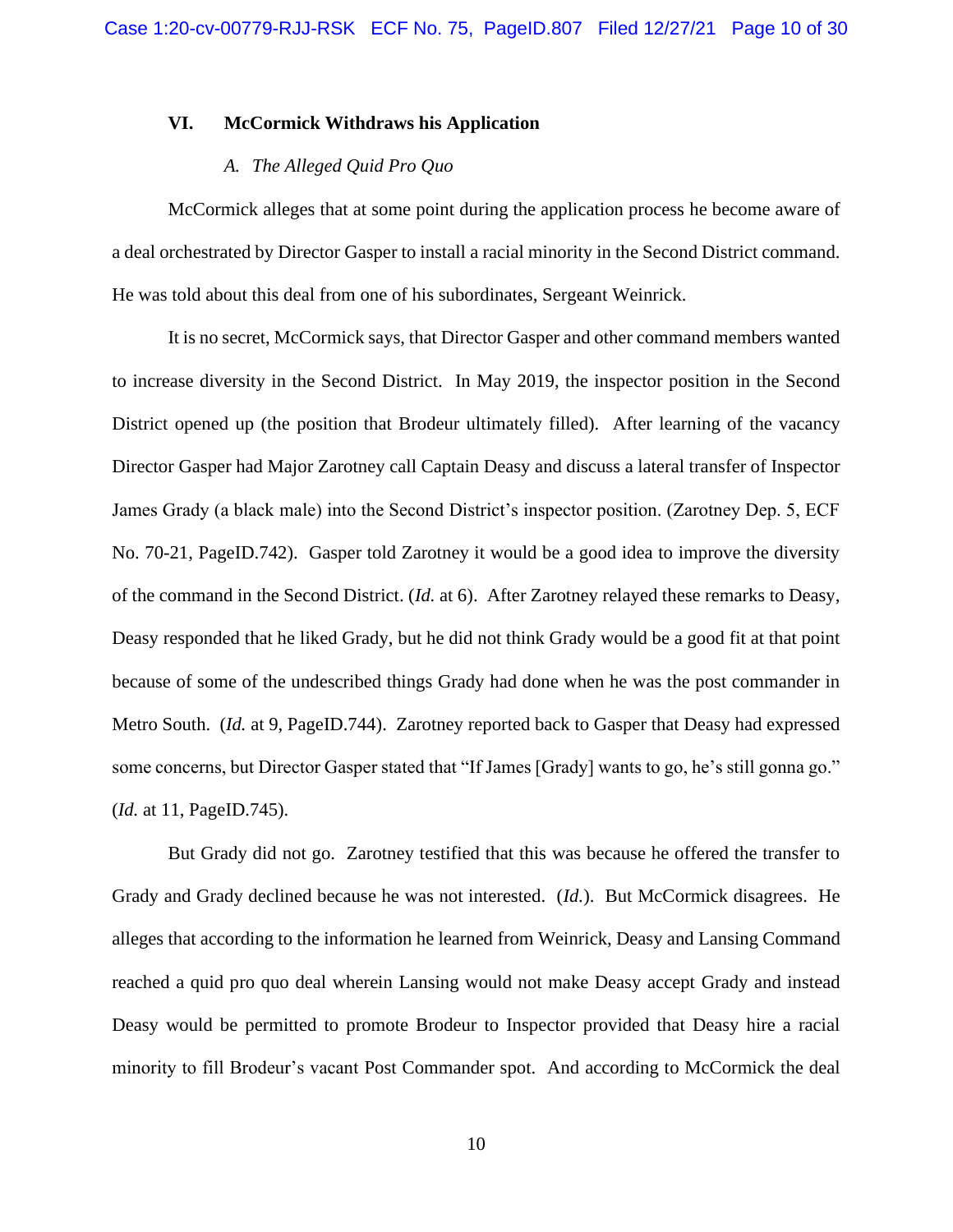## VI. McCormick Withdraws his Application

### *A. The Alleged Quid Pro Quo*

McCormick alleges that at some point during the application process he become aware of a deal orchestrated by Director Gasper to install a racial minority in the Second District command. He was told about this deal from one of his subordinates, Sergeant Weinrick.

It is no secret, McCormick says, that Director Gasper and other command members wanted to increase diversity in the Second District. In May 2019, the inspector position in the Second District opened up (the position that Brodeur ultimately filled). After learning of the vacancy Director Gasper had Major Zarotney call Captain Deasy and discuss a lateral transfer of Inspector James Grady (a black male) into the Second District's inspector position. (Zarotney Dep. 5, ECF No. 70-21, PageID.742). Gasper told Zarotney it would be a good idea to improve the diversity of the command in the Second District. (*Id.* at 6). After Zarotney relayed these remarks to Deasy, Deasy responded that he liked Grady, but he did not think Grady would be a good fit at that point because of some of the undescribed things Grady had done when he was the post commander in Metro South. (*Id.* at 9, PageID.744). Zarotney reported back to Gasper that Deasy had expressed some concerns, but Director Gasper stated that "If James [Grady] wants to go, he's still gonna go." (*Id.* at 11, PageID.745).

But Grady did not go. Zarotney testified that this was because he offered the transfer to Grady and Grady declined because he was not interested. (*Id.*). But McCormick disagrees. He alleges that according to the information he learned from Weinrick, Deasy and Lansing Command reached a quid pro quo deal wherein Lansing would not make Deasy accept Grady and instead Deasy would be permitted to promote Brodeur to Inspector provided that Deasy hire a racial minority to fill Brodeur's vacant Post Commander spot. And according to McCormick the deal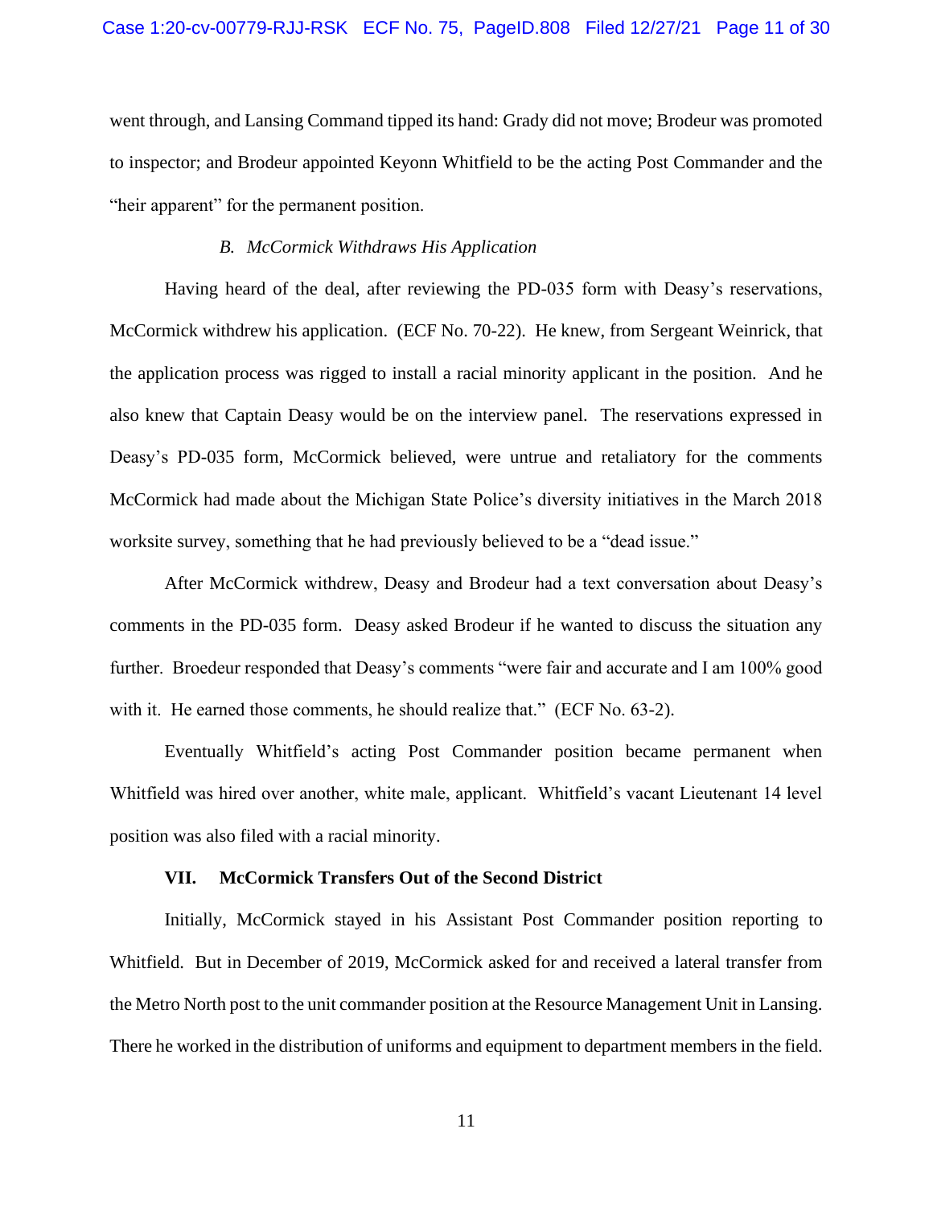went through, and Lansing Command tipped its hand: Grady did not move; Brodeur was promoted to inspector; and Brodeur appointed Keyonn Whitfield to be the acting Post Commander and the "heir apparent" for the permanent position.

### *B. McCormick Withdraws His Application*

Having heard of the deal, after reviewing the PD-035 form with Deasy's reservations, McCormick withdrew his application. (ECF No. 70-22). He knew, from Sergeant Weinrick, that the application process was rigged to install a racial minority applicant in the position. And he also knew that Captain Deasy would be on the interview panel. The reservations expressed in Deasy's PD-035 form, McCormick believed, were untrue and retaliatory for the comments McCormick had made about the Michigan State Police's diversity initiatives in the March 2018 worksite survey, something that he had previously believed to be a "dead issue."

After McCormick withdrew, Deasy and Brodeur had a text conversation about Deasy's comments in the PD-035 form. Deasy asked Brodeur if he wanted to discuss the situation any further. Broedeur responded that Deasy's comments "were fair and accurate and I am 100% good with it. He earned those comments, he should realize that." (ECF No. 63-2).

Eventually Whitfield's acting Post Commander position became permanent when Whitfield was hired over another, white male, applicant. Whitfield's vacant Lieutenant 14 level position was also filed with a racial minority.

## VII. McCormick Transfers Out of the Second District

Initially, McCormick stayed in his Assistant Post Commander position reporting to Whitfield. But in December of 2019, McCormick asked for and received a lateral transfer from the Metro North post to the unit commander position at the Resource Management Unit in Lansing. There he worked in the distribution of uniforms and equipment to department members in the field.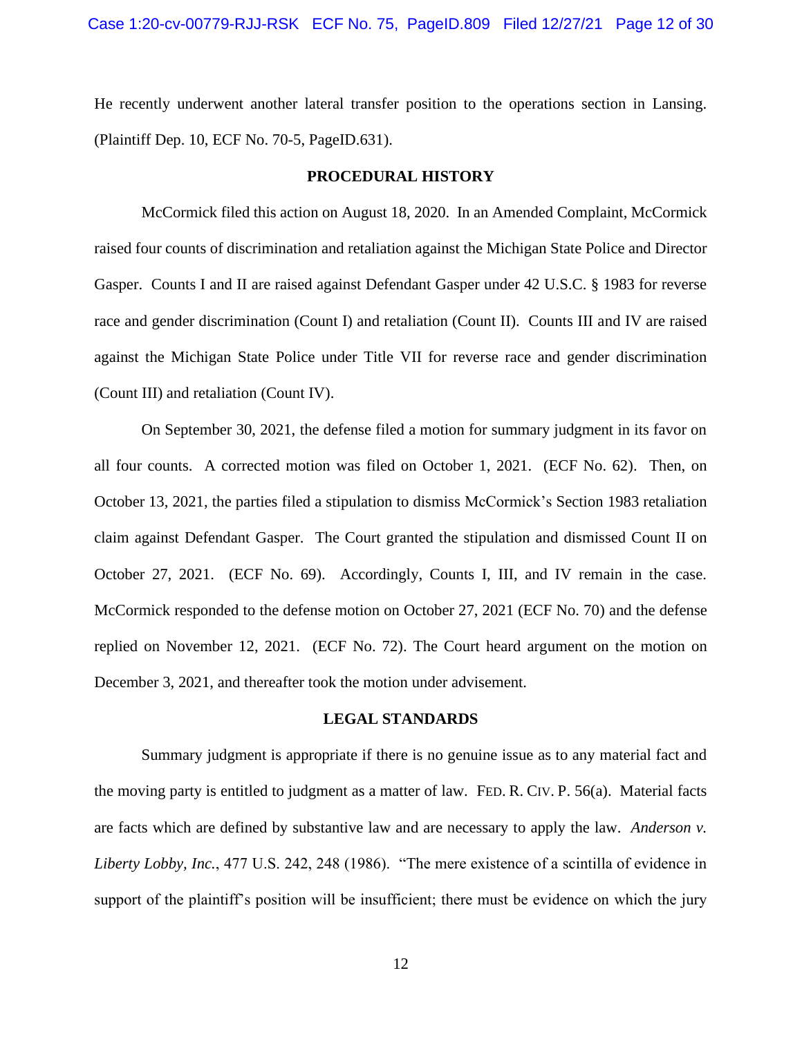He recently underwent another lateral transfer position to the operations section in Lansing. (Plaintiff Dep. 10, ECF No. 70-5, PageID.631).

## PROCEDURAL HISTORY

McCormick filed this action on August 18, 2020. In an Amended Complaint, McCormick raised four counts of discrimination and retaliation against the Michigan State Police and Director Gasper. Counts I and II are raised against Defendant Gasper under 42 U.S.C. § 1983 for reverse race and gender discrimination (Count I) and retaliation (Count II). Counts III and IV are raised against the Michigan State Police under Title VII for reverse race and gender discrimination (Count III) and retaliation (Count IV).

On September 30, 2021, the defense filed a motion for summary judgment in its favor on all four counts. A corrected motion was filed on October 1, 2021. (ECF No. 62). Then, on October 13, 2021, the parties filed a stipulation to dismiss McCormick's Section 1983 retaliation claim against Defendant Gasper. The Court granted the stipulation and dismissed Count II on October 27, 2021. (ECF No. 69). Accordingly, Counts I, III, and IV remain in the case. McCormick responded to the defense motion on October 27, 2021 (ECF No. 70) and the defense replied on November 12, 2021. (ECF No. 72). The Court heard argument on the motion on December 3, 2021, and thereafter took the motion under advisement.

## LEGAL STANDARDS

Summary judgment is appropriate if there is no genuine issue as to any material fact and the moving party is entitled to judgment as a matter of law. FED. R. CIV. P. 56(a). Material facts are facts which are defined by substantive law and are necessary to apply the law. *Anderson v. Liberty Lobby, Inc.*, 477 U.S. 242, 248 (1986). "The mere existence of a scintilla of evidence in support of the plaintiff's position will be insufficient; there must be evidence on which the jury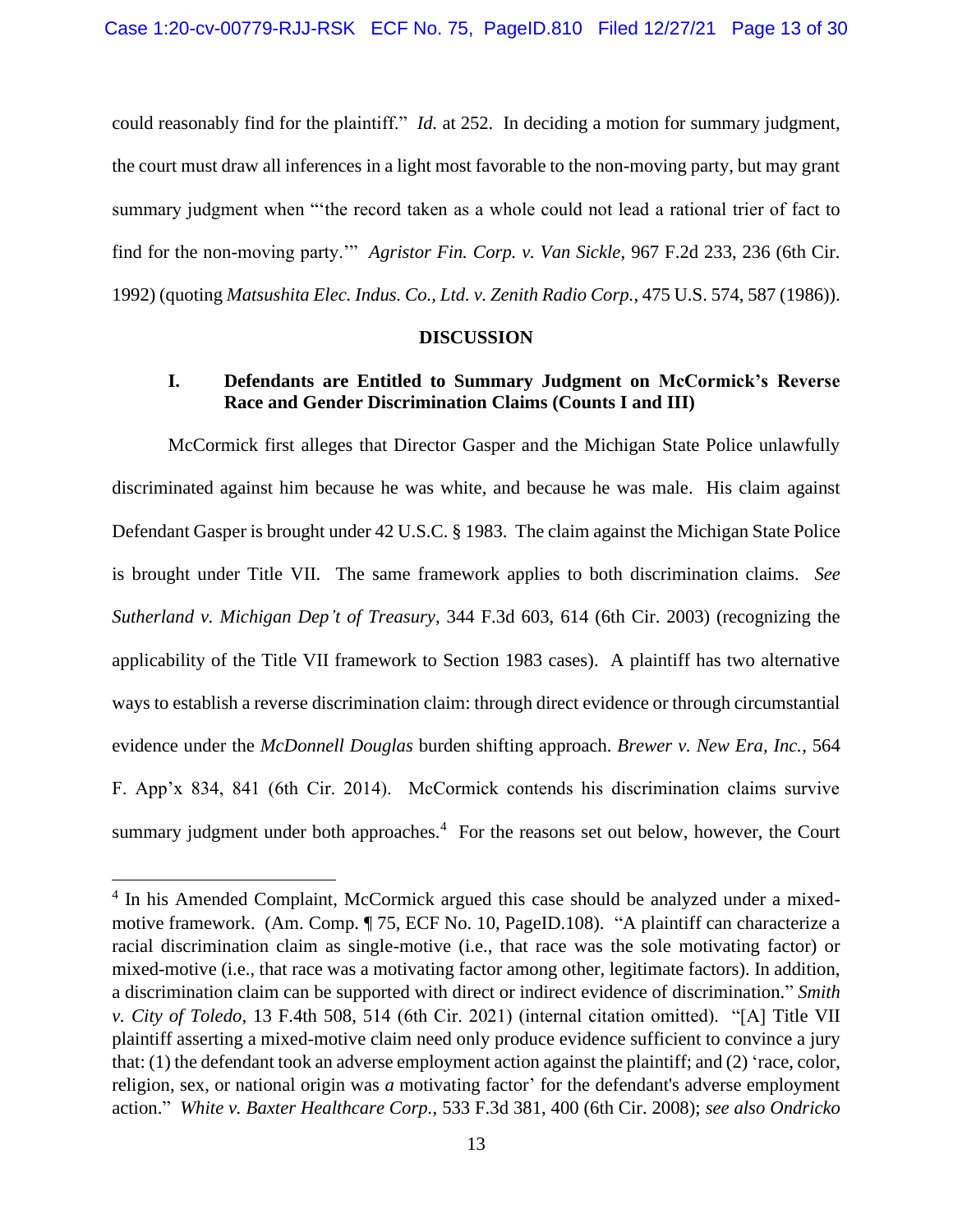could reasonably find for the plaintiff." *Id.* at 252. In deciding a motion for summary judgment, the court must draw all inferences in a light most favorable to the non-moving party, but may grant summary judgment when "'the record taken as a whole could not lead a rational trier of fact to find for the non-moving party.'" *Agristor Fin. Corp. v. Van Sickle*, 967 F.2d 233, 236 (6th Cir. 1992) (quoting *Matsushita Elec. Indus. Co., Ltd. v. Zenith Radio Corp.*, 475 U.S. 574, 587 (1986)).

## DISCUSSION

### I. Defendants are Entitled to Summary Judgment on McCormick's Reverse Race and Gender Discrimination Claims (Counts I and III)

McCormick first alleges that Director Gasper and the Michigan State Police unlawfully discriminated against him because he was white, and because he was male. His claim against Defendant Gasper is brought under 42 U.S.C. § 1983. The claim against the Michigan State Police is brought under Title VII. The same framework applies to both discrimination claims. *See Sutherland v. Michigan Dep't of Treasury*, 344 F.3d 603, 614 (6th Cir. 2003) (recognizing the applicability of the Title VII framework to Section 1983 cases). A plaintiff has two alternative ways to establish a reverse discrimination claim: through direct evidence or through circumstantial evidence under the *McDonnell Douglas* burden shifting approach. *Brewer v. New Era, Inc.*, 564 F. App'x 834, 841 (6th Cir. 2014). McCormick contends his discrimination claims survive summary judgment under both approaches.[4] For the reasons set out below, however, the Court

[4] In his Amended Complaint, McCormick argued this case should be analyzed under a mixed-motive framework. (Am. Comp. ¶ 75, ECF No. 10, PageID.108). "A plaintiff can characterize a racial discrimination claim as single-motive (i.e., that race was the sole motivating factor) or mixed-motive (i.e., that race was a motivating factor among other, legitimate factors). In addition, a discrimination claim can be supported with direct or indirect evidence of discrimination." *Smith v. City of Toledo*, 13 F.4th 508, 514 (6th Cir. 2021) (internal citation omitted). "[A] Title VII plaintiff asserting a mixed-motive claim need only produce evidence sufficient to convince a jury that: (1) the defendant took an adverse employment action against the plaintiff; and (2) 'race, color, religion, sex, or national origin was *a* motivating factor' for the defendant's adverse employment action." *White v. Baxter Healthcare Corp.*, 533 F.3d 381, 400 (6th Cir. 2008); *see also Ondricko*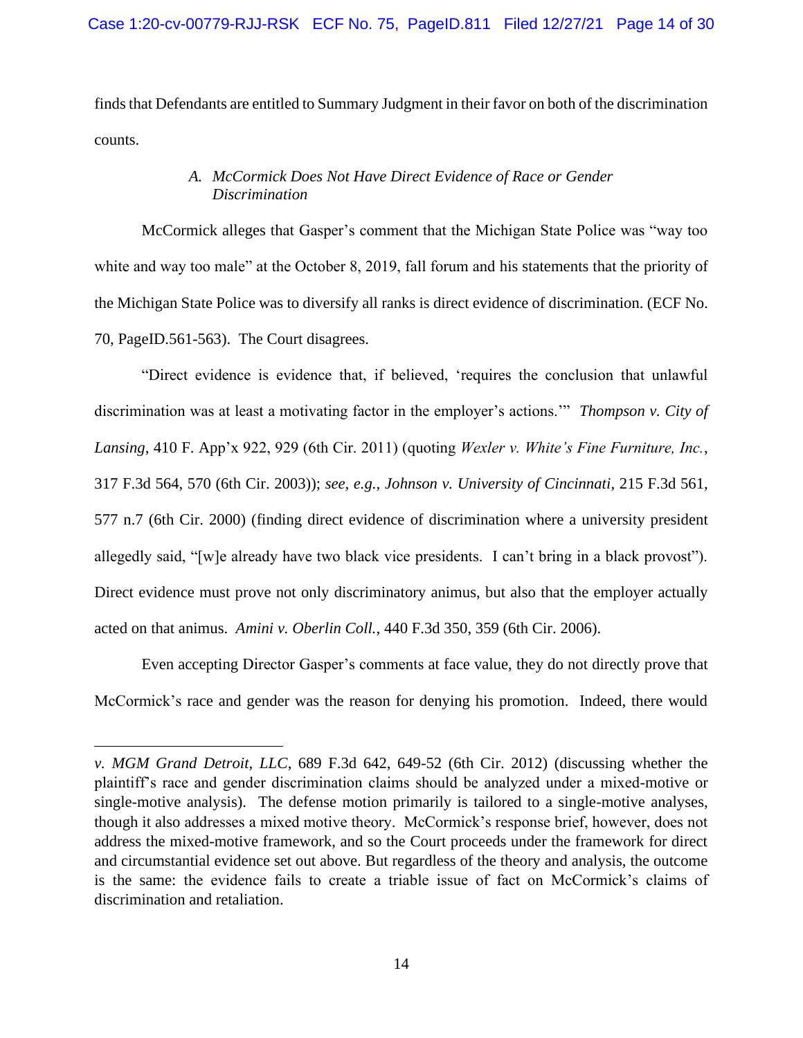finds that Defendants are entitled to Summary Judgment in their favor on both of the discrimination counts.

### *A. McCormick Does Not Have Direct Evidence of Race or Gender Discrimination*

McCormick alleges that Gasper's comment that the Michigan State Police was "way too white and way too male" at the October 8, 2019, fall forum and his statements that the priority of the Michigan State Police was to diversify all ranks is direct evidence of discrimination. (ECF No. 70, PageID.561-563). The Court disagrees.

"Direct evidence is evidence that, if believed, 'requires the conclusion that unlawful discrimination was at least a motivating factor in the employer's actions.'" *Thompson v. City of Lansing*, 410 F. App'x 922, 929 (6th Cir. 2011) (quoting *Wexler v. White's Fine Furniture, Inc.*, 317 F.3d 564, 570 (6th Cir. 2003)); *see, e.g., Johnson v. University of Cincinnati*, 215 F.3d 561, 577 n.7 (6th Cir. 2000) (finding direct evidence of discrimination where a university president allegedly said, "[w]e already have two black vice presidents. I can't bring in a black provost"). Direct evidence must prove not only discriminatory animus, but also that the employer actually acted on that animus. *Amini v. Oberlin Coll.*, 440 F.3d 350, 359 (6th Cir. 2006).

Even accepting Director Gasper's comments at face value, they do not directly prove that McCormick's race and gender was the reason for denying his promotion. Indeed, there would

---

*v. MGM Grand Detroit, LLC*, 689 F.3d 642, 649-52 (6th Cir. 2012) (discussing whether the plaintiff's race and gender discrimination claims should be analyzed under a mixed-motive or single-motive analysis). The defense motion primarily is tailored to a single-motive analyses, though it also addresses a mixed motive theory. McCormick's response brief, however, does not address the mixed-motive framework, and so the Court proceeds under the framework for direct and circumstantial evidence set out above. But regardless of the theory and analysis, the outcome is the same: the evidence fails to create a triable issue of fact on McCormick's claims of discrimination and retaliation.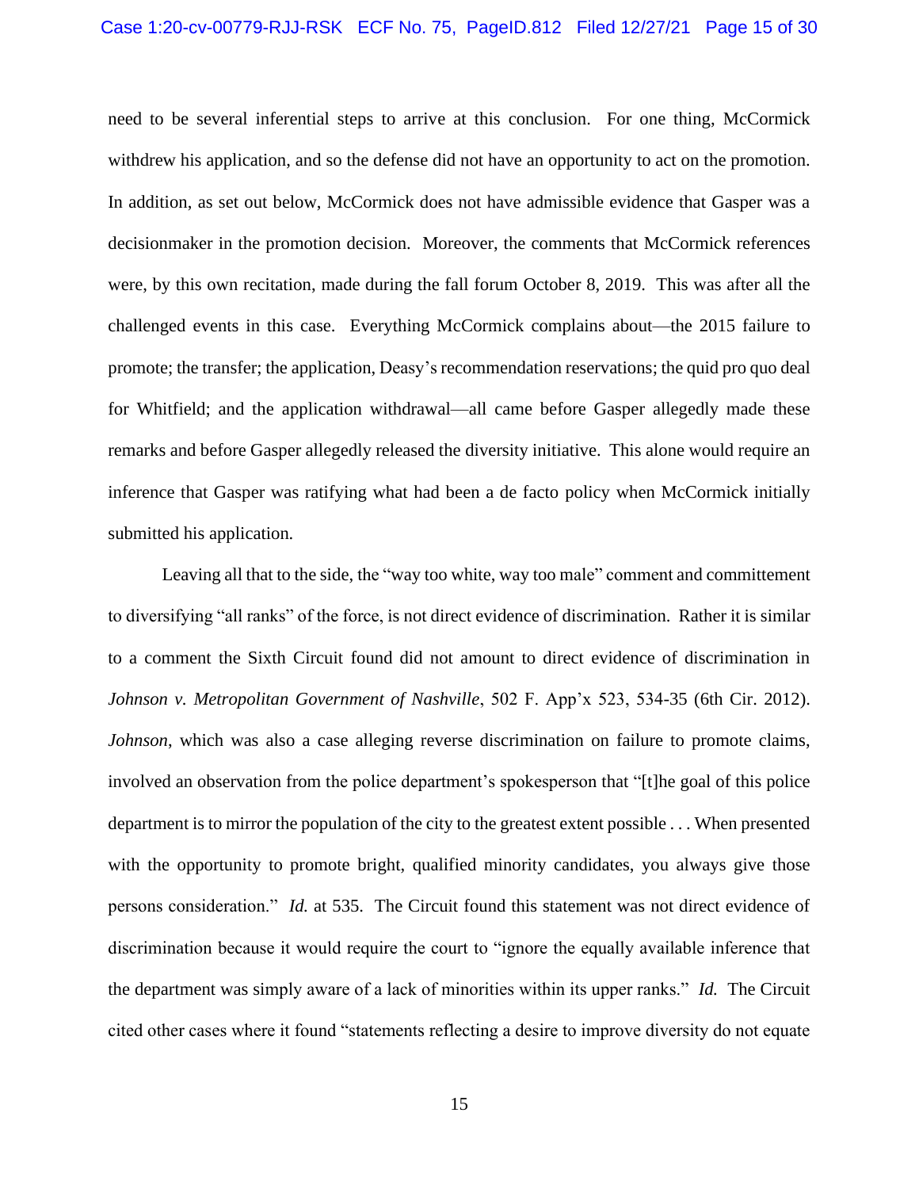need to be several inferential steps to arrive at this conclusion. For one thing, McCormick withdrew his application, and so the defense did not have an opportunity to act on the promotion. In addition, as set out below, McCormick does not have admissible evidence that Gasper was a decisionmaker in the promotion decision. Moreover, the comments that McCormick references were, by this own recitation, made during the fall forum October 8, 2019. This was after all the challenged events in this case. Everything McCormick complains about—the 2015 failure to promote; the transfer; the application, Deasy's recommendation reservations; the quid pro quo deal for Whitfield; and the application withdrawal—all came before Gasper allegedly made these remarks and before Gasper allegedly released the diversity initiative. This alone would require an inference that Gasper was ratifying what had been a de facto policy when McCormick initially submitted his application.

Leaving all that to the side, the "way too white, way too male" comment and committement to diversifying "all ranks" of the force, is not direct evidence of discrimination. Rather it is similar to a comment the Sixth Circuit found did not amount to direct evidence of discrimination in *Johnson v. Metropolitan Government of Nashville*, 502 F. App'x 523, 534-35 (6th Cir. 2012). *Johnson*, which was also a case alleging reverse discrimination on failure to promote claims, involved an observation from the police department's spokesperson that "[t]he goal of this police department is to mirror the population of the city to the greatest extent possible . . . When presented with the opportunity to promote bright, qualified minority candidates, you always give those persons consideration." *Id.* at 535. The Circuit found this statement was not direct evidence of discrimination because it would require the court to "ignore the equally available inference that the department was simply aware of a lack of minorities within its upper ranks." *Id.* The Circuit cited other cases where it found "statements reflecting a desire to improve diversity do not equate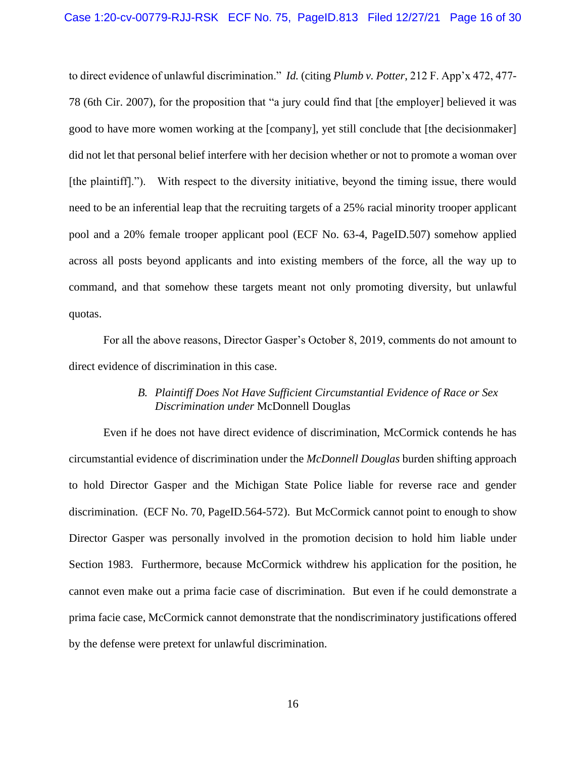to direct evidence of unlawful discrimination." *Id.* (citing *Plumb v. Potter*, 212 F. App'x 472, 477-78 (6th Cir. 2007), for the proposition that "a jury could find that [the employer] believed it was good to have more women working at the [company], yet still conclude that [the decisionmaker] did not let that personal belief interfere with her decision whether or not to promote a woman over [the plaintiff]."). With respect to the diversity initiative, beyond the timing issue, there would need to be an inferential leap that the recruiting targets of a 25% racial minority trooper applicant pool and a 20% female trooper applicant pool (ECF No. 63-4, PageID.507) somehow applied across all posts beyond applicants and into existing members of the force, all the way up to command, and that somehow these targets meant not only promoting diversity, but unlawful quotas.

For all the above reasons, Director Gasper's October 8, 2019, comments do not amount to direct evidence of discrimination in this case.

### B. *Plaintiff Does Not Have Sufficient Circumstantial Evidence of Race or Sex Discrimination under* McDonnell Douglas

Even if he does not have direct evidence of discrimination, McCormick contends he has circumstantial evidence of discrimination under the *McDonnell Douglas* burden shifting approach to hold Director Gasper and the Michigan State Police liable for reverse race and gender discrimination. (ECF No. 70, PageID.564-572). But McCormick cannot point to enough to show Director Gasper was personally involved in the promotion decision to hold him liable under Section 1983. Furthermore, because McCormick withdrew his application for the position, he cannot even make out a prima facie case of discrimination. But even if he could demonstrate a prima facie case, McCormick cannot demonstrate that the nondiscriminatory justifications offered by the defense were pretext for unlawful discrimination.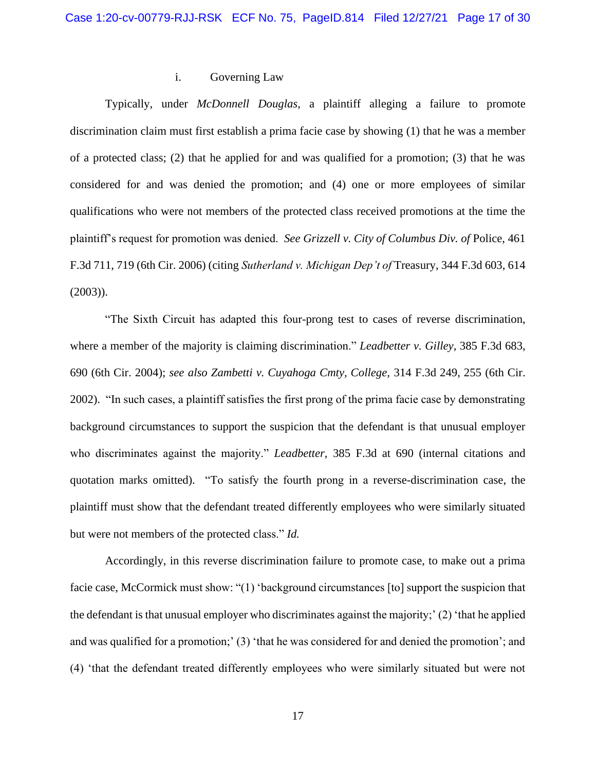i. Governing Law

Typically, under *McDonnell Douglas*, a plaintiff alleging a failure to promote discrimination claim must first establish a prima facie case by showing (1) that he was a member of a protected class; (2) that he applied for and was qualified for a promotion; (3) that he was considered for and was denied the promotion; and (4) one or more employees of similar qualifications who were not members of the protected class received promotions at the time the plaintiff's request for promotion was denied. *See Grizzell v. City of Columbus Div. of* Police, 461 F.3d 711, 719 (6th Cir. 2006) (citing *Sutherland v. Michigan Dep't of* Treasury, 344 F.3d 603, 614 (2003)).

"The Sixth Circuit has adapted this four-prong test to cases of reverse discrimination, where a member of the majority is claiming discrimination." *Leadbetter v. Gilley*, 385 F.3d 683, 690 (6th Cir. 2004); *see also Zambetti v. Cuyahoga Cmty, College*, 314 F.3d 249, 255 (6th Cir. 2002). "In such cases, a plaintiff satisfies the first prong of the prima facie case by demonstrating background circumstances to support the suspicion that the defendant is that unusual employer who discriminates against the majority." *Leadbetter*, 385 F.3d at 690 (internal citations and quotation marks omitted). "To satisfy the fourth prong in a reverse-discrimination case, the plaintiff must show that the defendant treated differently employees who were similarly situated but were not members of the protected class." *Id.*

Accordingly, in this reverse discrimination failure to promote case, to make out a prima facie case, McCormick must show: "(1) 'background circumstances [to] support the suspicion that the defendant is that unusual employer who discriminates against the majority;' (2) 'that he applied and was qualified for a promotion;' (3) 'that he was considered for and denied the promotion'; and (4) 'that the defendant treated differently employees who were similarly situated but were not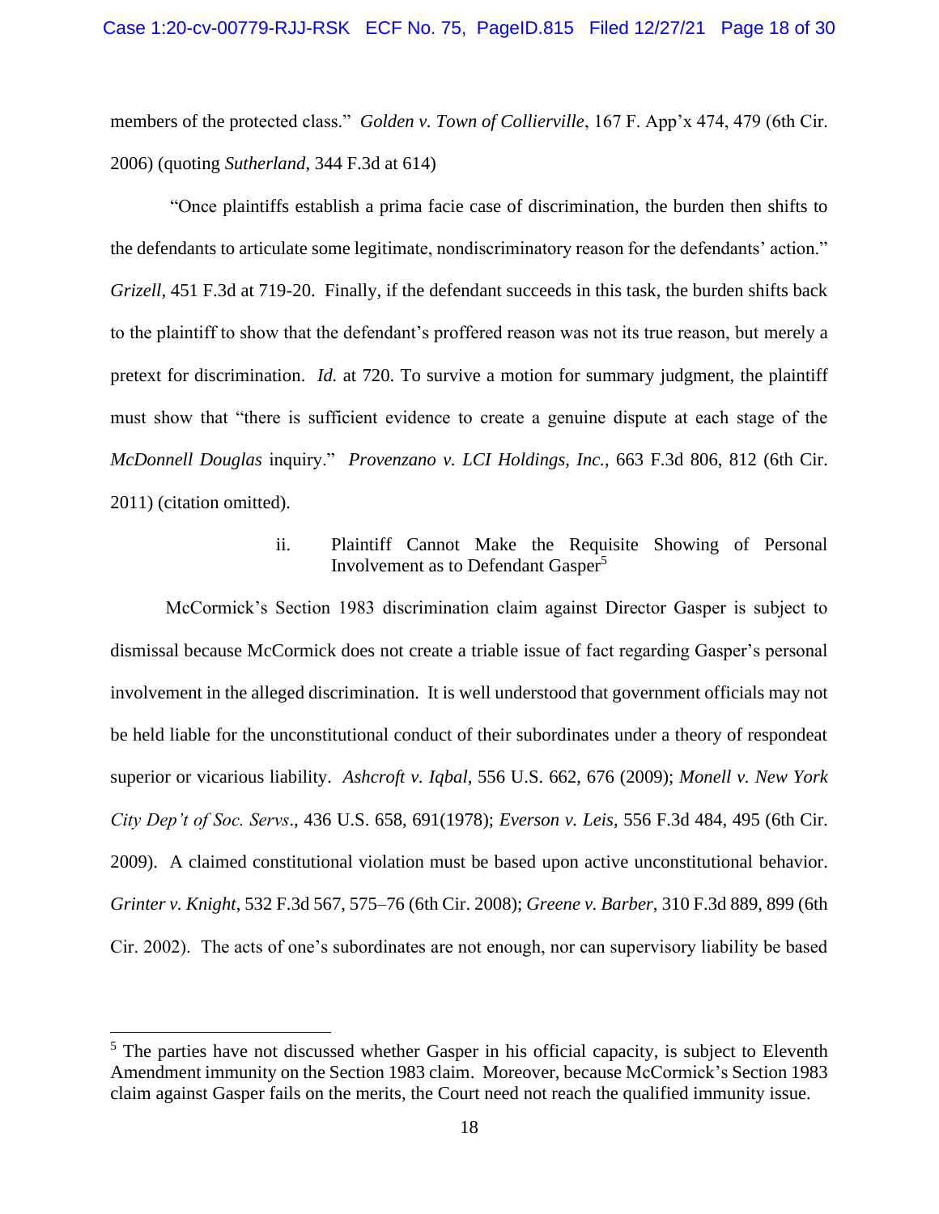members of the protected class." *Golden v. Town of Collierville*, 167 F. App'x 474, 479 (6th Cir. 2006) (quoting *Sutherland*, 344 F.3d at 614)

"Once plaintiffs establish a prima facie case of discrimination, the burden then shifts to the defendants to articulate some legitimate, nondiscriminatory reason for the defendants' action." *Grizell*, 451 F.3d at 719-20. Finally, if the defendant succeeds in this task, the burden shifts back to the plaintiff to show that the defendant's proffered reason was not its true reason, but merely a pretext for discrimination. *Id.* at 720. To survive a motion for summary judgment, the plaintiff must show that "there is sufficient evidence to create a genuine dispute at each stage of the *McDonnell Douglas* inquiry." *Provenzano v. LCI Holdings, Inc.*, 663 F.3d 806, 812 (6th Cir. 2011) (citation omitted).

ii. Plaintiff Cannot Make the Requisite Showing of Personal Involvement as to Defendant Gasper[5]

McCormick's Section 1983 discrimination claim against Director Gasper is subject to dismissal because McCormick does not create a triable issue of fact regarding Gasper's personal involvement in the alleged discrimination. It is well understood that government officials may not be held liable for the unconstitutional conduct of their subordinates under a theory of respondeat superior or vicarious liability. *Ashcroft v. Iqbal*, 556 U.S. 662, 676 (2009); *Monell v. New York City Dep't of Soc. Servs*., 436 U.S. 658, 691(1978); *Everson v. Leis*, 556 F.3d 484, 495 (6th Cir. 2009). A claimed constitutional violation must be based upon active unconstitutional behavior. *Grinter v. Knight*, 532 F.3d 567, 575–76 (6th Cir. 2008); *Greene v. Barber*, 310 F.3d 889, 899 (6th Cir. 2002). The acts of one's subordinates are not enough, nor can supervisory liability be based

---

[5] The parties have not discussed whether Gasper in his official capacity, is subject to Eleventh Amendment immunity on the Section 1983 claim. Moreover, because McCormick's Section 1983 claim against Gasper fails on the merits, the Court need not reach the qualified immunity issue.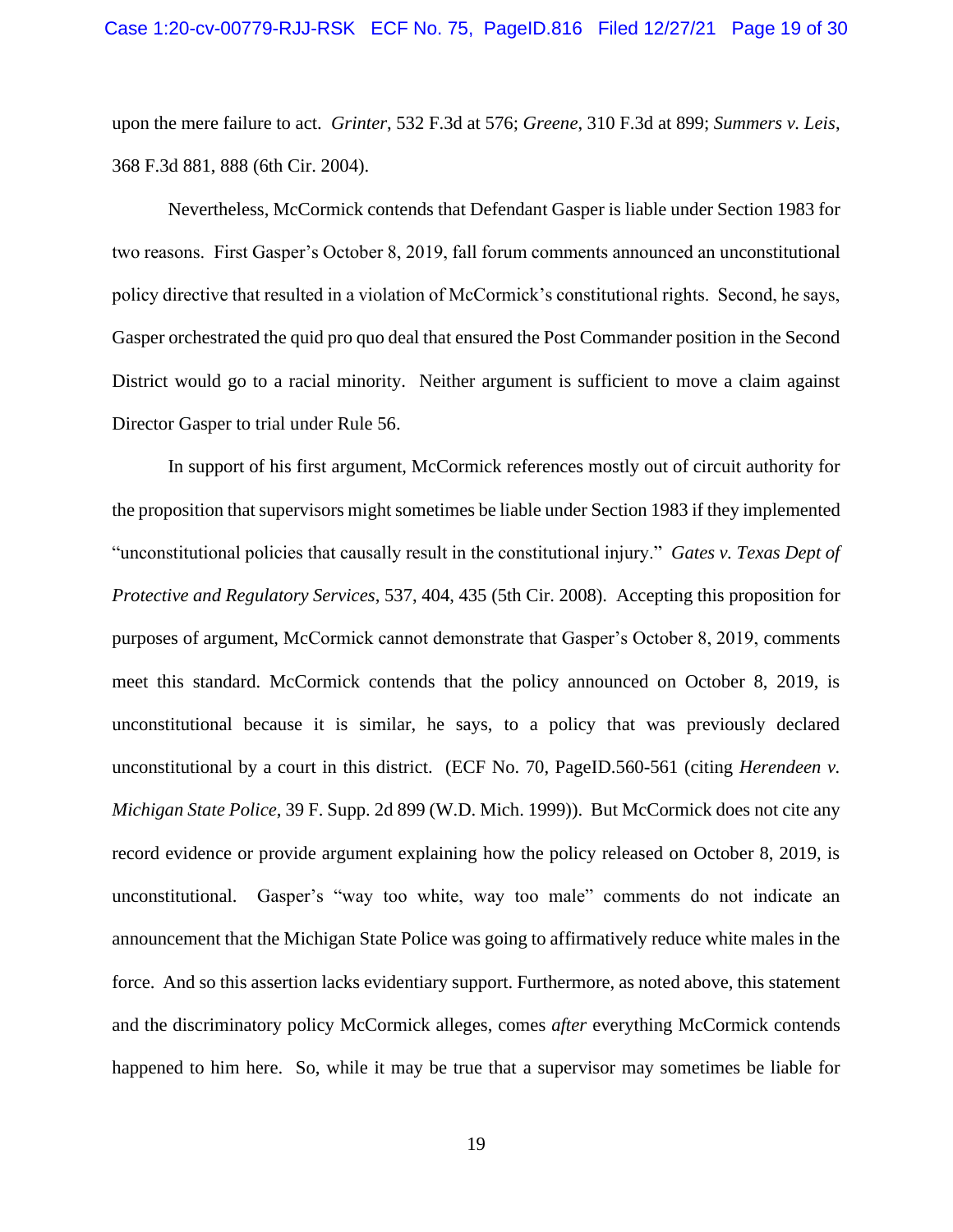upon the mere failure to act. *Grinter*, 532 F.3d at 576; *Greene*, 310 F.3d at 899; *Summers v. Leis*, 368 F.3d 881, 888 (6th Cir. 2004).

Nevertheless, McCormick contends that Defendant Gasper is liable under Section 1983 for two reasons. First Gasper's October 8, 2019, fall forum comments announced an unconstitutional policy directive that resulted in a violation of McCormick's constitutional rights. Second, he says, Gasper orchestrated the quid pro quo deal that ensured the Post Commander position in the Second District would go to a racial minority. Neither argument is sufficient to move a claim against Director Gasper to trial under Rule 56.

In support of his first argument, McCormick references mostly out of circuit authority for the proposition that supervisors might sometimes be liable under Section 1983 if they implemented "unconstitutional policies that causally result in the constitutional injury." *Gates v. Texas Dept of Protective and Regulatory Services*, 537, 404, 435 (5th Cir. 2008). Accepting this proposition for purposes of argument, McCormick cannot demonstrate that Gasper's October 8, 2019, comments meet this standard. McCormick contends that the policy announced on October 8, 2019, is unconstitutional because it is similar, he says, to a policy that was previously declared unconstitutional by a court in this district. (ECF No. 70, PageID.560-561 (citing *Herendeen v. Michigan State Police*, 39 F. Supp. 2d 899 (W.D. Mich. 1999)). But McCormick does not cite any record evidence or provide argument explaining how the policy released on October 8, 2019, is unconstitutional. Gasper's "way too white, way too male" comments do not indicate an announcement that the Michigan State Police was going to affirmatively reduce white males in the force. And so this assertion lacks evidentiary support. Furthermore, as noted above, this statement and the discriminatory policy McCormick alleges, comes *after* everything McCormick contends happened to him here. So, while it may be true that a supervisor may sometimes be liable for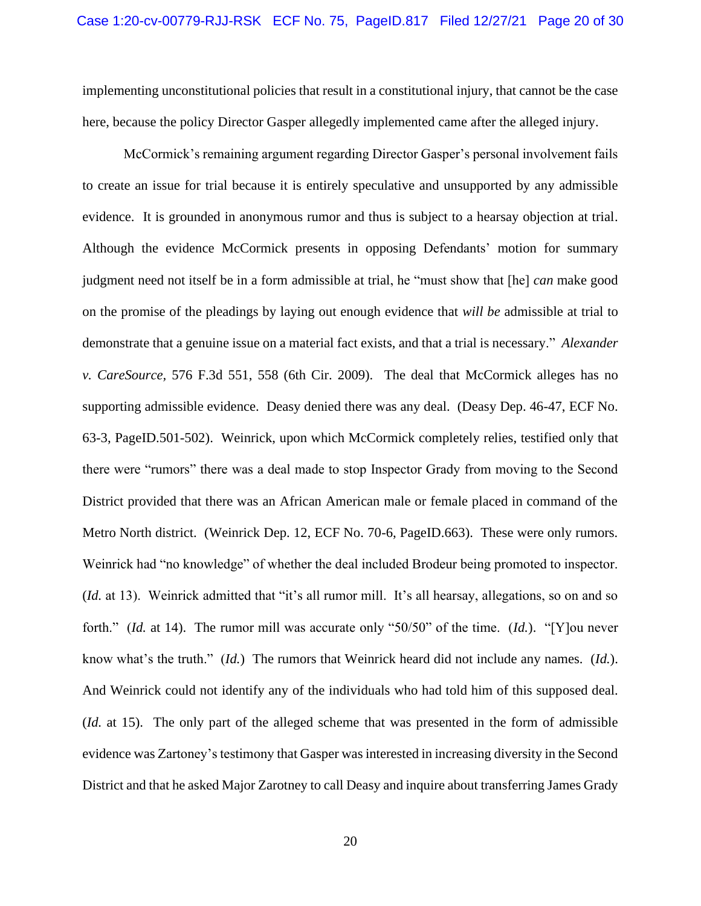implementing unconstitutional policies that result in a constitutional injury, that cannot be the case here, because the policy Director Gasper allegedly implemented came after the alleged injury.

McCormick's remaining argument regarding Director Gasper's personal involvement fails to create an issue for trial because it is entirely speculative and unsupported by any admissible evidence. It is grounded in anonymous rumor and thus is subject to a hearsay objection at trial. Although the evidence McCormick presents in opposing Defendants' motion for summary judgment need not itself be in a form admissible at trial, he "must show that [he] *can* make good on the promise of the pleadings by laying out enough evidence that *will be* admissible at trial to demonstrate that a genuine issue on a material fact exists, and that a trial is necessary." *Alexander v. CareSource*, 576 F.3d 551, 558 (6th Cir. 2009). The deal that McCormick alleges has no supporting admissible evidence. Deasy denied there was any deal. (Deasy Dep. 46-47, ECF No. 63-3, PageID.501-502). Weinrick, upon which McCormick completely relies, testified only that there were "rumors" there was a deal made to stop Inspector Grady from moving to the Second District provided that there was an African American male or female placed in command of the Metro North district. (Weinrick Dep. 12, ECF No. 70-6, PageID.663). These were only rumors. Weinrick had "no knowledge" of whether the deal included Brodeur being promoted to inspector. (*Id.* at 13). Weinrick admitted that "it's all rumor mill. It's all hearsay, allegations, so on and so forth." (*Id.* at 14). The rumor mill was accurate only "50/50" of the time. (*Id.*). "[Y]ou never know what's the truth." (*Id.*) The rumors that Weinrick heard did not include any names. (*Id.*). And Weinrick could not identify any of the individuals who had told him of this supposed deal. (*Id.* at 15). The only part of the alleged scheme that was presented in the form of admissible evidence was Zartoney's testimony that Gasper was interested in increasing diversity in the Second District and that he asked Major Zarotney to call Deasy and inquire about transferring James Grady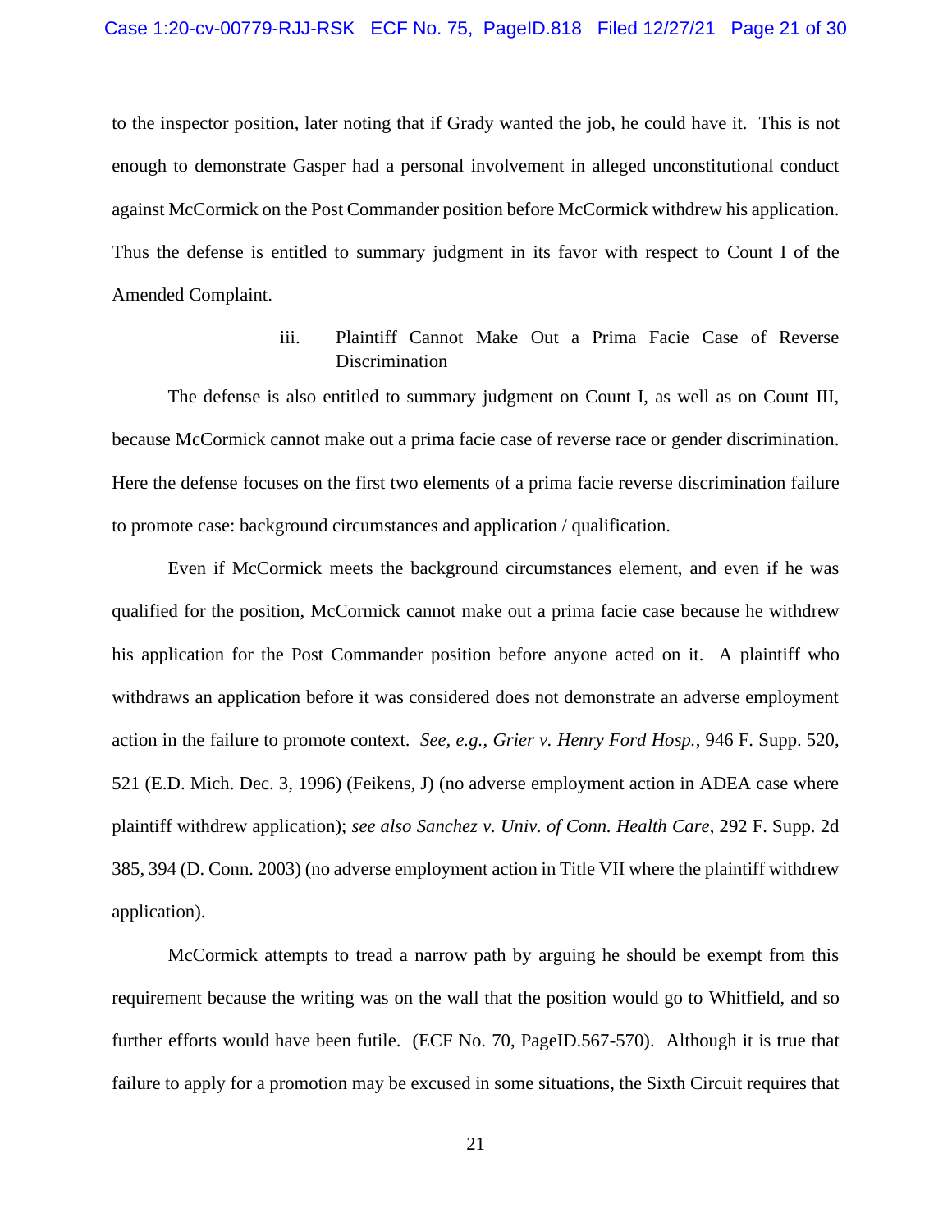to the inspector position, later noting that if Grady wanted the job, he could have it. This is not enough to demonstrate Gasper had a personal involvement in alleged unconstitutional conduct against McCormick on the Post Commander position before McCormick withdrew his application. Thus the defense is entitled to summary judgment in its favor with respect to Count I of the Amended Complaint.

iii. Plaintiff Cannot Make Out a Prima Facie Case of Reverse Discrimination

The defense is also entitled to summary judgment on Count I, as well as on Count III, because McCormick cannot make out a prima facie case of reverse race or gender discrimination. Here the defense focuses on the first two elements of a prima facie reverse discrimination failure to promote case: background circumstances and application / qualification.

Even if McCormick meets the background circumstances element, and even if he was qualified for the position, McCormick cannot make out a prima facie case because he withdrew his application for the Post Commander position before anyone acted on it. A plaintiff who withdraws an application before it was considered does not demonstrate an adverse employment action in the failure to promote context. *See, e.g.*, *Grier v. Henry Ford Hosp.*, 946 F. Supp. 520, 521 (E.D. Mich. Dec. 3, 1996) (Feikens, J) (no adverse employment action in ADEA case where plaintiff withdrew application); *see also Sanchez v. Univ. of Conn. Health Care*, 292 F. Supp. 2d 385, 394 (D. Conn. 2003) (no adverse employment action in Title VII where the plaintiff withdrew application).

McCormick attempts to tread a narrow path by arguing he should be exempt from this requirement because the writing was on the wall that the position would go to Whitfield, and so further efforts would have been futile. (ECF No. 70, PageID.567-570). Although it is true that failure to apply for a promotion may be excused in some situations, the Sixth Circuit requires that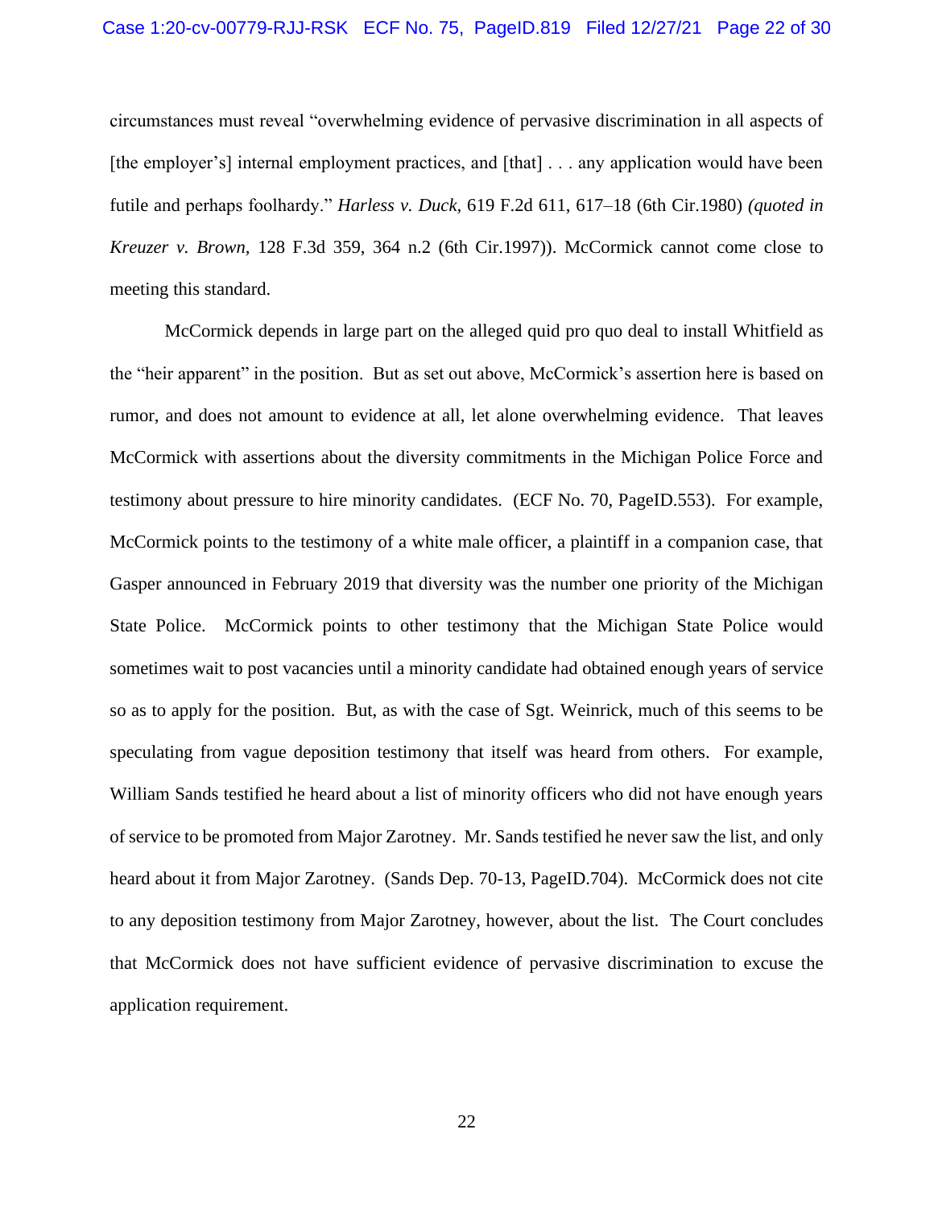circumstances must reveal "overwhelming evidence of pervasive discrimination in all aspects of [the employer's] internal employment practices, and [that] . . . any application would have been futile and perhaps foolhardy." *Harless v. Duck*, 619 F.2d 611, 617–18 (6th Cir.1980) *(quoted in Kreuzer v. Brown,* 128 F.3d 359, 364 n.2 (6th Cir.1997)). McCormick cannot come close to meeting this standard.

McCormick depends in large part on the alleged quid pro quo deal to install Whitfield as the "heir apparent" in the position. But as set out above, McCormick's assertion here is based on rumor, and does not amount to evidence at all, let alone overwhelming evidence. That leaves McCormick with assertions about the diversity commitments in the Michigan Police Force and testimony about pressure to hire minority candidates. (ECF No. 70, PageID.553). For example, McCormick points to the testimony of a white male officer, a plaintiff in a companion case, that Gasper announced in February 2019 that diversity was the number one priority of the Michigan State Police. McCormick points to other testimony that the Michigan State Police would sometimes wait to post vacancies until a minority candidate had obtained enough years of service so as to apply for the position. But, as with the case of Sgt. Weinrick, much of this seems to be speculating from vague deposition testimony that itself was heard from others. For example, William Sands testified he heard about a list of minority officers who did not have enough years of service to be promoted from Major Zarotney. Mr. Sands testified he never saw the list, and only heard about it from Major Zarotney. (Sands Dep. 70-13, PageID.704). McCormick does not cite to any deposition testimony from Major Zarotney, however, about the list. The Court concludes that McCormick does not have sufficient evidence of pervasive discrimination to excuse the application requirement.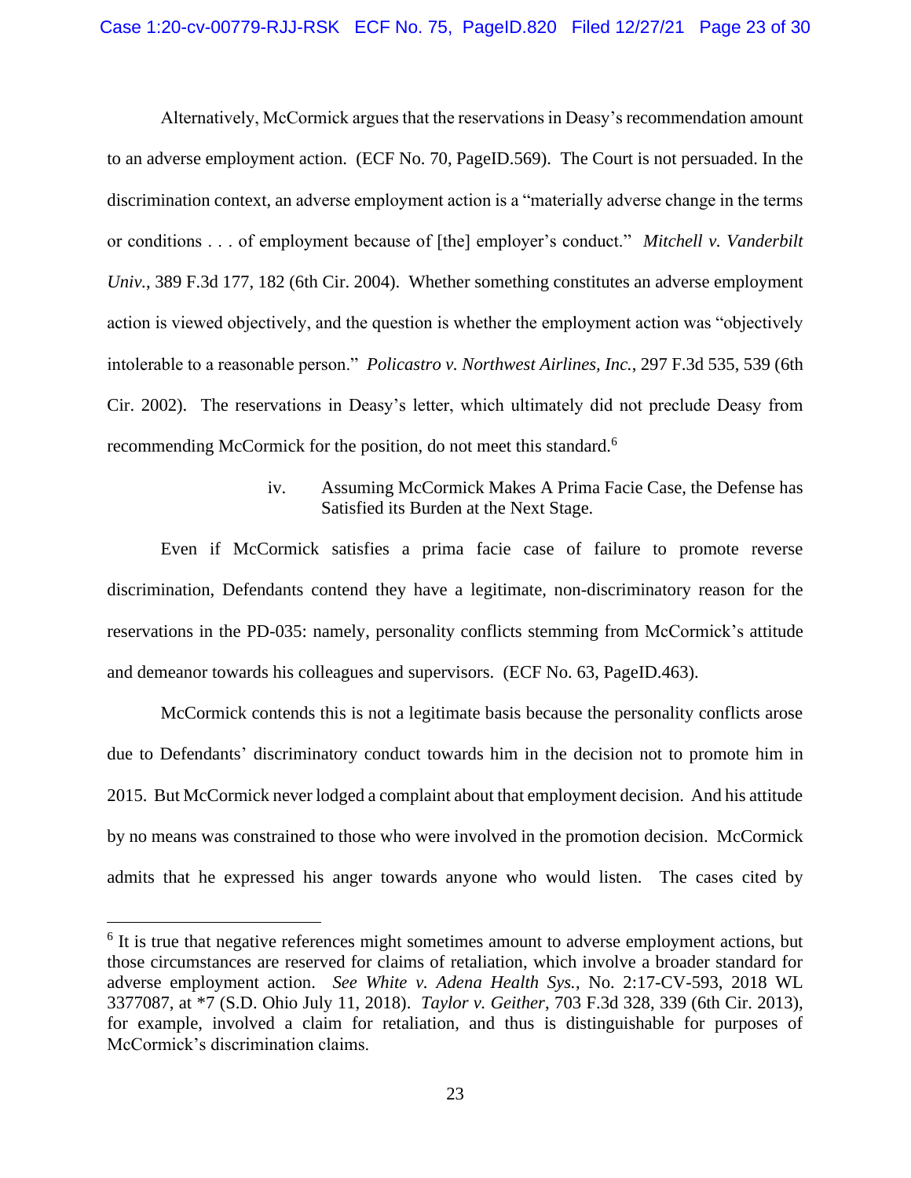Alternatively, McCormick argues that the reservations in Deasy's recommendation amount to an adverse employment action. (ECF No. 70, PageID.569). The Court is not persuaded. In the discrimination context, an adverse employment action is a "materially adverse change in the terms or conditions . . . of employment because of [the] employer's conduct." *Mitchell v. Vanderbilt Univ.*, 389 F.3d 177, 182 (6th Cir. 2004). Whether something constitutes an adverse employment action is viewed objectively, and the question is whether the employment action was "objectively intolerable to a reasonable person." *Policastro v. Northwest Airlines, Inc.*, 297 F.3d 535, 539 (6th Cir. 2002). The reservations in Deasy's letter, which ultimately did not preclude Deasy from recommending McCormick for the position, do not meet this standard.[6]

iv. Assuming McCormick Makes A Prima Facie Case, the Defense has Satisfied its Burden at the Next Stage.

Even if McCormick satisfies a prima facie case of failure to promote reverse discrimination, Defendants contend they have a legitimate, non-discriminatory reason for the reservations in the PD-035: namely, personality conflicts stemming from McCormick's attitude and demeanor towards his colleagues and supervisors. (ECF No. 63, PageID.463).

McCormick contends this is not a legitimate basis because the personality conflicts arose due to Defendants' discriminatory conduct towards him in the decision not to promote him in 2015. But McCormick never lodged a complaint about that employment decision. And his attitude by no means was constrained to those who were involved in the promotion decision. McCormick admits that he expressed his anger towards anyone who would listen. The cases cited by

[6] It is true that negative references might sometimes amount to adverse employment actions, but those circumstances are reserved for claims of retaliation, which involve a broader standard for adverse employment action. *See White v. Adena Health Sys.*, No. 2:17-CV-593, 2018 WL 3377087, at *7 (S.D. Ohio July 11, 2018). *Taylor v. Geither*, 703 F.3d 328, 339 (6th Cir. 2013), for example, involved a claim for retaliation, and thus is distinguishable for purposes of McCormick's discrimination claims.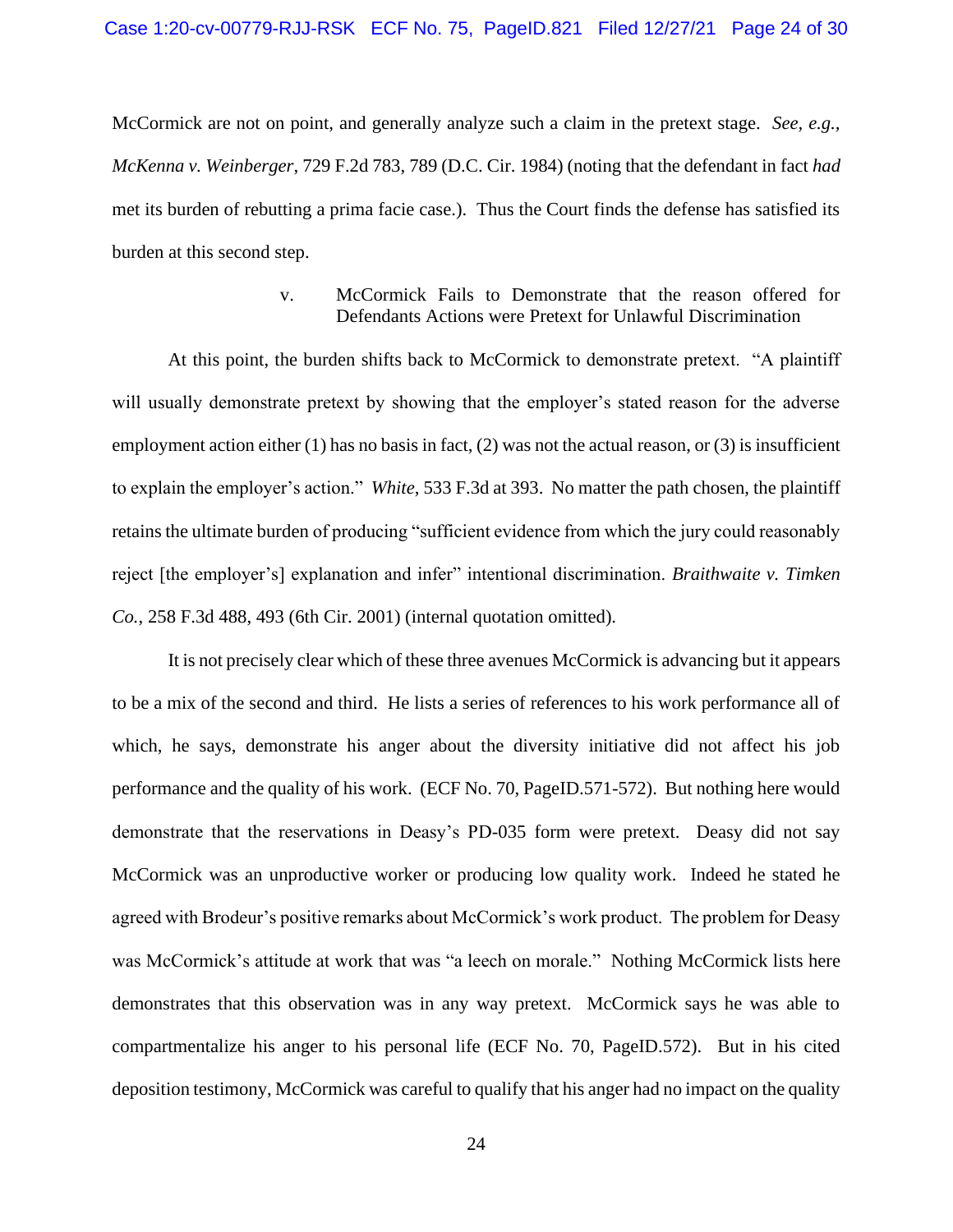McCormick are not on point, and generally analyze such a claim in the pretext stage. *See, e.g.*, *McKenna v. Weinberger*, 729 F.2d 783, 789 (D.C. Cir. 1984) (noting that the defendant in fact *had* met its burden of rebutting a prima facie case.). Thus the Court finds the defense has satisfied its burden at this second step.

v. McCormick Fails to Demonstrate that the reason offered for Defendants Actions were Pretext for Unlawful Discrimination

At this point, the burden shifts back to McCormick to demonstrate pretext. "A plaintiff will usually demonstrate pretext by showing that the employer's stated reason for the adverse employment action either (1) has no basis in fact, (2) was not the actual reason, or (3) is insufficient to explain the employer's action." *White*, 533 F.3d at 393. No matter the path chosen, the plaintiff retains the ultimate burden of producing "sufficient evidence from which the jury could reasonably reject [the employer's] explanation and infer" intentional discrimination. *Braithwaite v. Timken Co.*, 258 F.3d 488, 493 (6th Cir. 2001) (internal quotation omitted).

It is not precisely clear which of these three avenues McCormick is advancing but it appears to be a mix of the second and third. He lists a series of references to his work performance all of which, he says, demonstrate his anger about the diversity initiative did not affect his job performance and the quality of his work. (ECF No. 70, PageID.571-572). But nothing here would demonstrate that the reservations in Deasy's PD-035 form were pretext. Deasy did not say McCormick was an unproductive worker or producing low quality work. Indeed he stated he agreed with Brodeur's positive remarks about McCormick's work product. The problem for Deasy was McCormick's attitude at work that was "a leech on morale." Nothing McCormick lists here demonstrates that this observation was in any way pretext. McCormick says he was able to compartmentalize his anger to his personal life (ECF No. 70, PageID.572). But in his cited deposition testimony, McCormick was careful to qualify that his anger had no impact on the quality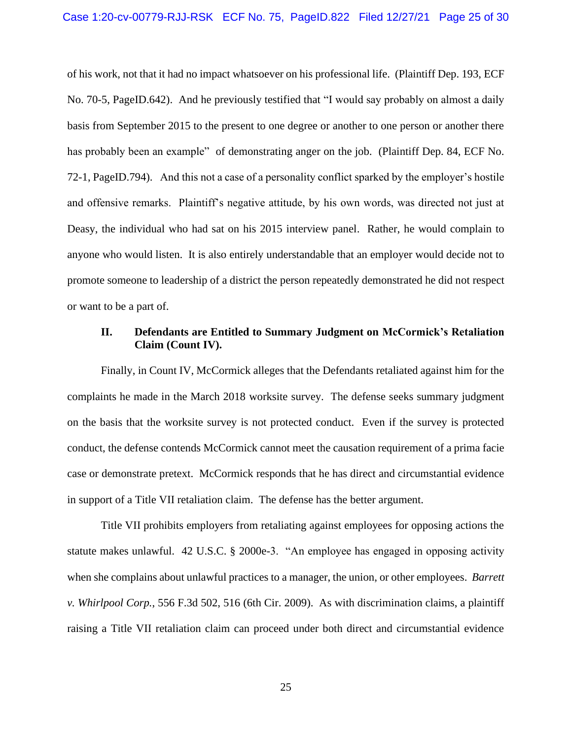of his work, not that it had no impact whatsoever on his professional life. (Plaintiff Dep. 193, ECF No. 70-5, PageID.642). And he previously testified that "I would say probably on almost a daily basis from September 2015 to the present to one degree or another to one person or another there has probably been an example" of demonstrating anger on the job. (Plaintiff Dep. 84, ECF No. 72-1, PageID.794). And this not a case of a personality conflict sparked by the employer's hostile and offensive remarks. Plaintiff's negative attitude, by his own words, was directed not just at Deasy, the individual who had sat on his 2015 interview panel. Rather, he would complain to anyone who would listen. It is also entirely understandable that an employer would decide not to promote someone to leadership of a district the person repeatedly demonstrated he did not respect or want to be a part of.

### II. Defendants are Entitled to Summary Judgment on McCormick's Retaliation Claim (Count IV).

Finally, in Count IV, McCormick alleges that the Defendants retaliated against him for the complaints he made in the March 2018 worksite survey. The defense seeks summary judgment on the basis that the worksite survey is not protected conduct. Even if the survey is protected conduct, the defense contends McCormick cannot meet the causation requirement of a prima facie case or demonstrate pretext. McCormick responds that he has direct and circumstantial evidence in support of a Title VII retaliation claim. The defense has the better argument.

Title VII prohibits employers from retaliating against employees for opposing actions the statute makes unlawful. 42 U.S.C. § 2000e-3. "An employee has engaged in opposing activity when she complains about unlawful practices to a manager, the union, or other employees. *Barrett v. Whirlpool Corp.*, 556 F.3d 502, 516 (6th Cir. 2009). As with discrimination claims, a plaintiff raising a Title VII retaliation claim can proceed under both direct and circumstantial evidence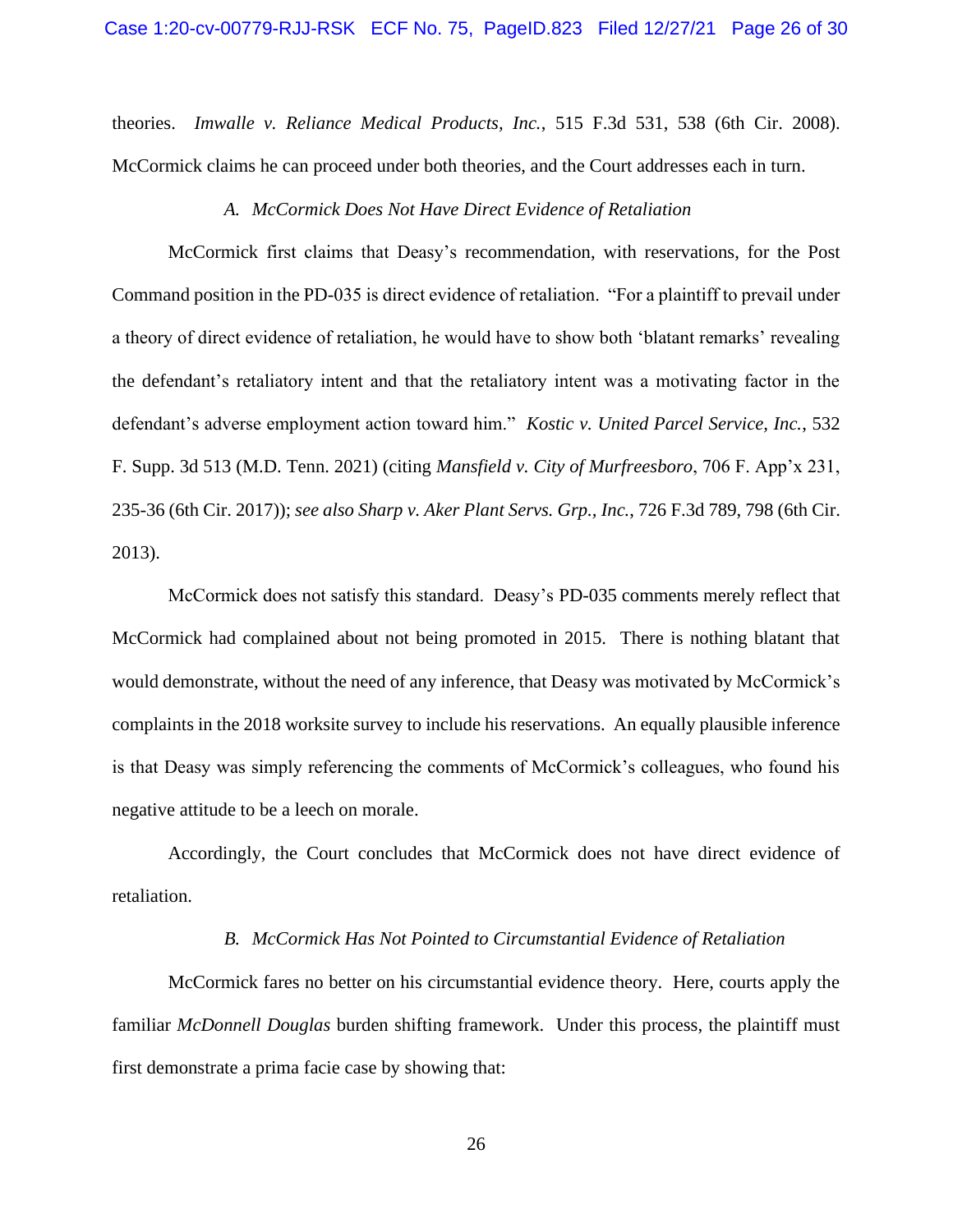theories. *Imwalle v. Reliance Medical Products, Inc.*, 515 F.3d 531, 538 (6th Cir. 2008). McCormick claims he can proceed under both theories, and the Court addresses each in turn.

### *A. McCormick Does Not Have Direct Evidence of Retaliation*

McCormick first claims that Deasy's recommendation, with reservations, for the Post Command position in the PD-035 is direct evidence of retaliation. "For a plaintiff to prevail under a theory of direct evidence of retaliation, he would have to show both 'blatant remarks' revealing the defendant's retaliatory intent and that the retaliatory intent was a motivating factor in the defendant's adverse employment action toward him." *Kostic v. United Parcel Service, Inc.*, 532 F. Supp. 3d 513 (M.D. Tenn. 2021) (citing *Mansfield v. City of Murfreesboro*, 706 F. App'x 231, 235-36 (6th Cir. 2017)); *see also Sharp v. Aker Plant Servs. Grp., Inc.*, 726 F.3d 789, 798 (6th Cir. 2013).

McCormick does not satisfy this standard. Deasy's PD-035 comments merely reflect that McCormick had complained about not being promoted in 2015. There is nothing blatant that would demonstrate, without the need of any inference, that Deasy was motivated by McCormick's complaints in the 2018 worksite survey to include his reservations. An equally plausible inference is that Deasy was simply referencing the comments of McCormick's colleagues, who found his negative attitude to be a leech on morale.

Accordingly, the Court concludes that McCormick does not have direct evidence of retaliation.

### *B. McCormick Has Not Pointed to Circumstantial Evidence of Retaliation*

McCormick fares no better on his circumstantial evidence theory. Here, courts apply the familiar *McDonnell Douglas* burden shifting framework. Under this process, the plaintiff must first demonstrate a prima facie case by showing that: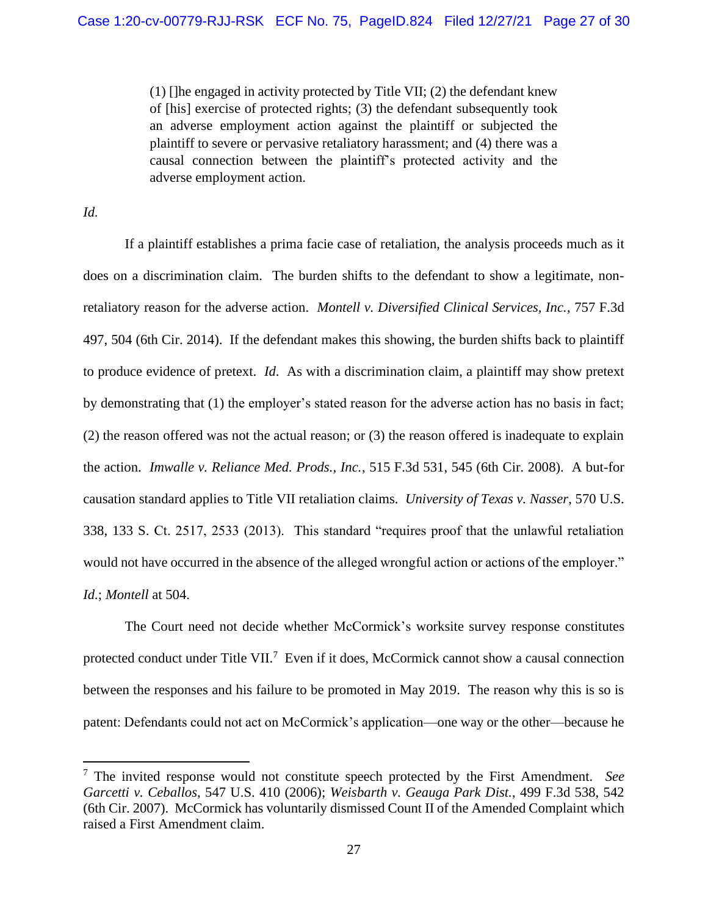> (1) []he engaged in activity protected by Title VII; (2) the defendant knew of [his] exercise of protected rights; (3) the defendant subsequently took an adverse employment action against the plaintiff or subjected the plaintiff to severe or pervasive retaliatory harassment; and (4) there was a causal connection between the plaintiff's protected activity and the adverse employment action.

*Id.*

If a plaintiff establishes a prima facie case of retaliation, the analysis proceeds much as it does on a discrimination claim. The burden shifts to the defendant to show a legitimate, non-retaliatory reason for the adverse action. *Montell v. Diversified Clinical Services, Inc.*, 757 F.3d 497, 504 (6th Cir. 2014). If the defendant makes this showing, the burden shifts back to plaintiff to produce evidence of pretext. *Id.* As with a discrimination claim, a plaintiff may show pretext by demonstrating that (1) the employer's stated reason for the adverse action has no basis in fact; (2) the reason offered was not the actual reason; or (3) the reason offered is inadequate to explain the action. *Imwalle v. Reliance Med. Prods., Inc.*, 515 F.3d 531, 545 (6th Cir. 2008). A but-for causation standard applies to Title VII retaliation claims. *University of Texas v. Nasser*, 570 U.S. 338, 133 S. Ct. 2517, 2533 (2013). This standard "requires proof that the unlawful retaliation would not have occurred in the absence of the alleged wrongful action or actions of the employer." *Id.*; *Montell* at 504.

The Court need not decide whether McCormick's worksite survey response constitutes protected conduct under Title VII.[7] Even if it does, McCormick cannot show a causal connection between the responses and his failure to be promoted in May 2019. The reason why this is so is patent: Defendants could not act on McCormick's application—one way or the other—because he

---

[7] The invited response would not constitute speech protected by the First Amendment. *See Garcetti v. Ceballos*, 547 U.S. 410 (2006); *Weisbarth v. Geauga Park Dist.*, 499 F.3d 538, 542 (6th Cir. 2007). McCormick has voluntarily dismissed Count II of the Amended Complaint which raised a First Amendment claim.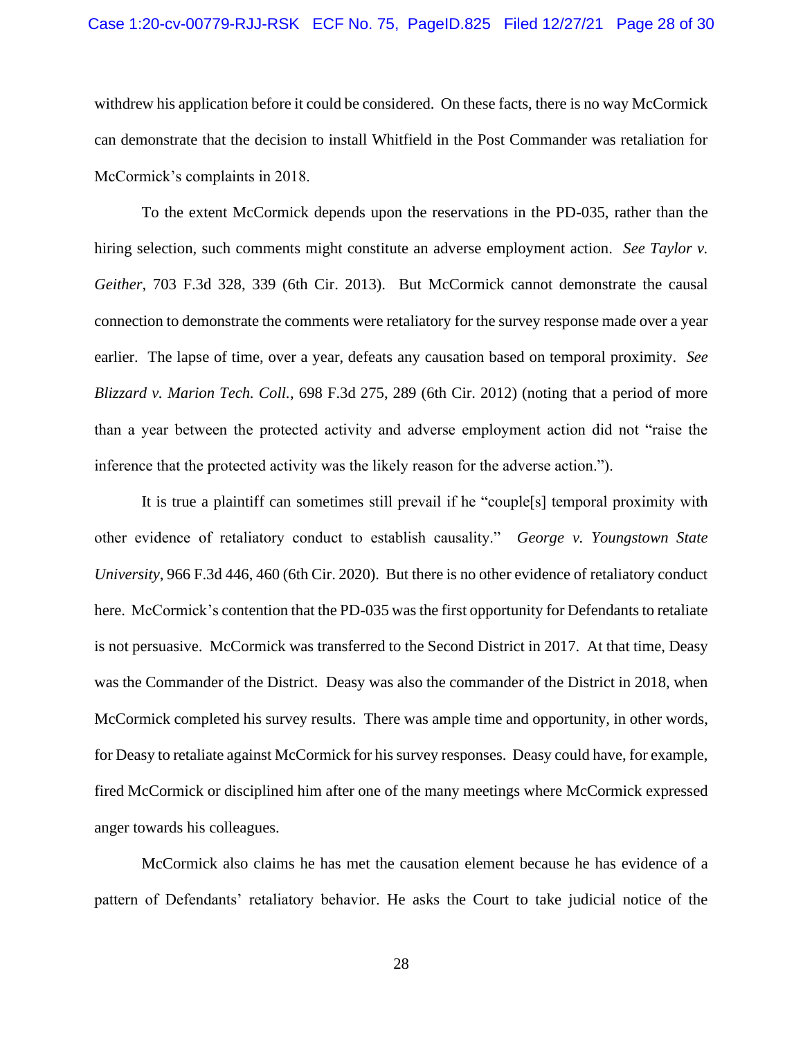withdrew his application before it could be considered. On these facts, there is no way McCormick can demonstrate that the decision to install Whitfield in the Post Commander was retaliation for McCormick's complaints in 2018.

To the extent McCormick depends upon the reservations in the PD-035, rather than the hiring selection, such comments might constitute an adverse employment action. *See Taylor v. Geither*, 703 F.3d 328, 339 (6th Cir. 2013). But McCormick cannot demonstrate the causal connection to demonstrate the comments were retaliatory for the survey response made over a year earlier. The lapse of time, over a year, defeats any causation based on temporal proximity. *See Blizzard v. Marion Tech. Coll.*, 698 F.3d 275, 289 (6th Cir. 2012) (noting that a period of more than a year between the protected activity and adverse employment action did not "raise the inference that the protected activity was the likely reason for the adverse action.").

It is true a plaintiff can sometimes still prevail if he "couple[s] temporal proximity with other evidence of retaliatory conduct to establish causality." *George v. Youngstown State University*, 966 F.3d 446, 460 (6th Cir. 2020). But there is no other evidence of retaliatory conduct here. McCormick's contention that the PD-035 was the first opportunity for Defendants to retaliate is not persuasive. McCormick was transferred to the Second District in 2017. At that time, Deasy was the Commander of the District. Deasy was also the commander of the District in 2018, when McCormick completed his survey results. There was ample time and opportunity, in other words, for Deasy to retaliate against McCormick for his survey responses. Deasy could have, for example, fired McCormick or disciplined him after one of the many meetings where McCormick expressed anger towards his colleagues.

McCormick also claims he has met the causation element because he has evidence of a pattern of Defendants' retaliatory behavior. He asks the Court to take judicial notice of the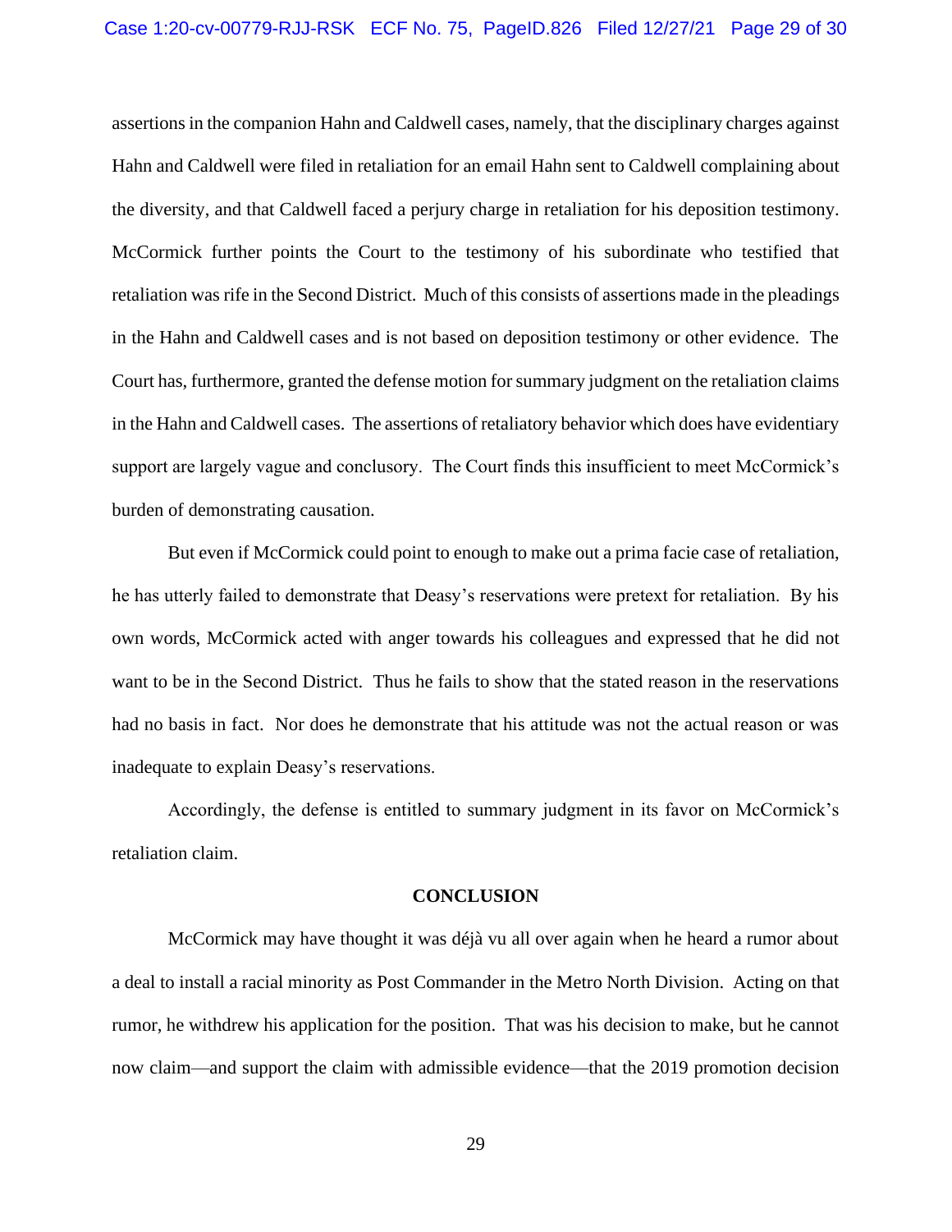assertions in the companion Hahn and Caldwell cases, namely, that the disciplinary charges against Hahn and Caldwell were filed in retaliation for an email Hahn sent to Caldwell complaining about the diversity, and that Caldwell faced a perjury charge in retaliation for his deposition testimony. McCormick further points the Court to the testimony of his subordinate who testified that retaliation was rife in the Second District. Much of this consists of assertions made in the pleadings in the Hahn and Caldwell cases and is not based on deposition testimony or other evidence. The Court has, furthermore, granted the defense motion for summary judgment on the retaliation claims in the Hahn and Caldwell cases. The assertions of retaliatory behavior which does have evidentiary support are largely vague and conclusory. The Court finds this insufficient to meet McCormick's burden of demonstrating causation.

But even if McCormick could point to enough to make out a prima facie case of retaliation, he has utterly failed to demonstrate that Deasy's reservations were pretext for retaliation. By his own words, McCormick acted with anger towards his colleagues and expressed that he did not want to be in the Second District. Thus he fails to show that the stated reason in the reservations had no basis in fact. Nor does he demonstrate that his attitude was not the actual reason or was inadequate to explain Deasy's reservations.

Accordingly, the defense is entitled to summary judgment in its favor on McCormick's retaliation claim.

## CONCLUSION

McCormick may have thought it was déjà vu all over again when he heard a rumor about a deal to install a racial minority as Post Commander in the Metro North Division. Acting on that rumor, he withdrew his application for the position. That was his decision to make, but he cannot now claim—and support the claim with admissible evidence—that the 2019 promotion decision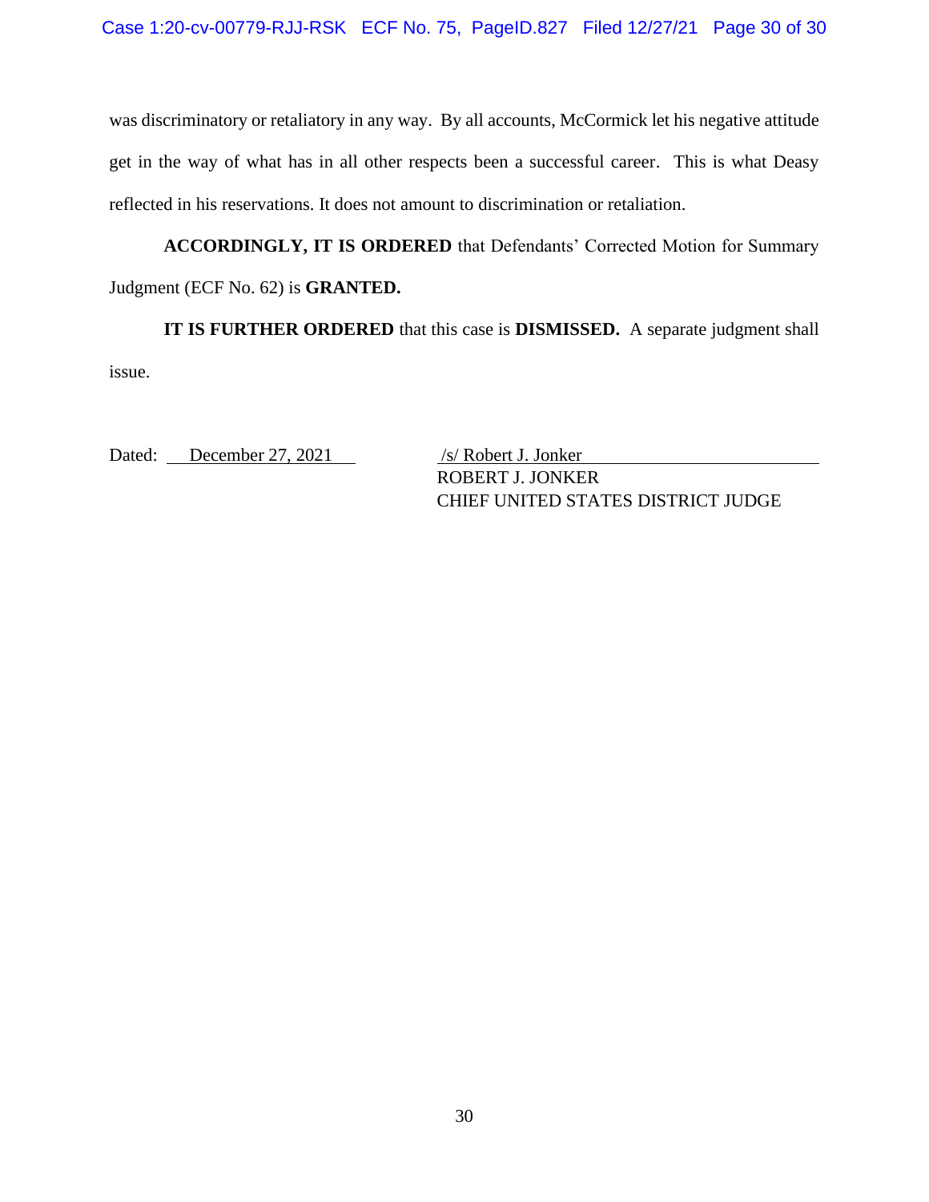was discriminatory or retaliatory in any way. By all accounts, McCormick let his negative attitude get in the way of what has in all other respects been a successful career. This is what Deasy reflected in his reservations. It does not amount to discrimination or retaliation.

**ACCORDINGLY, IT IS ORDERED** that Defendants' Corrected Motion for Summary Judgment (ECF No. 62) is **GRANTED.**

**IT IS FURTHER ORDERED** that this case is **DISMISSED.** A separate judgment shall issue.

Dated: December 27, 2021

/s/ Robert J. Jonker
ROBERT J. JONKER
CHIEF UNITED STATES DISTRICT JUDGE